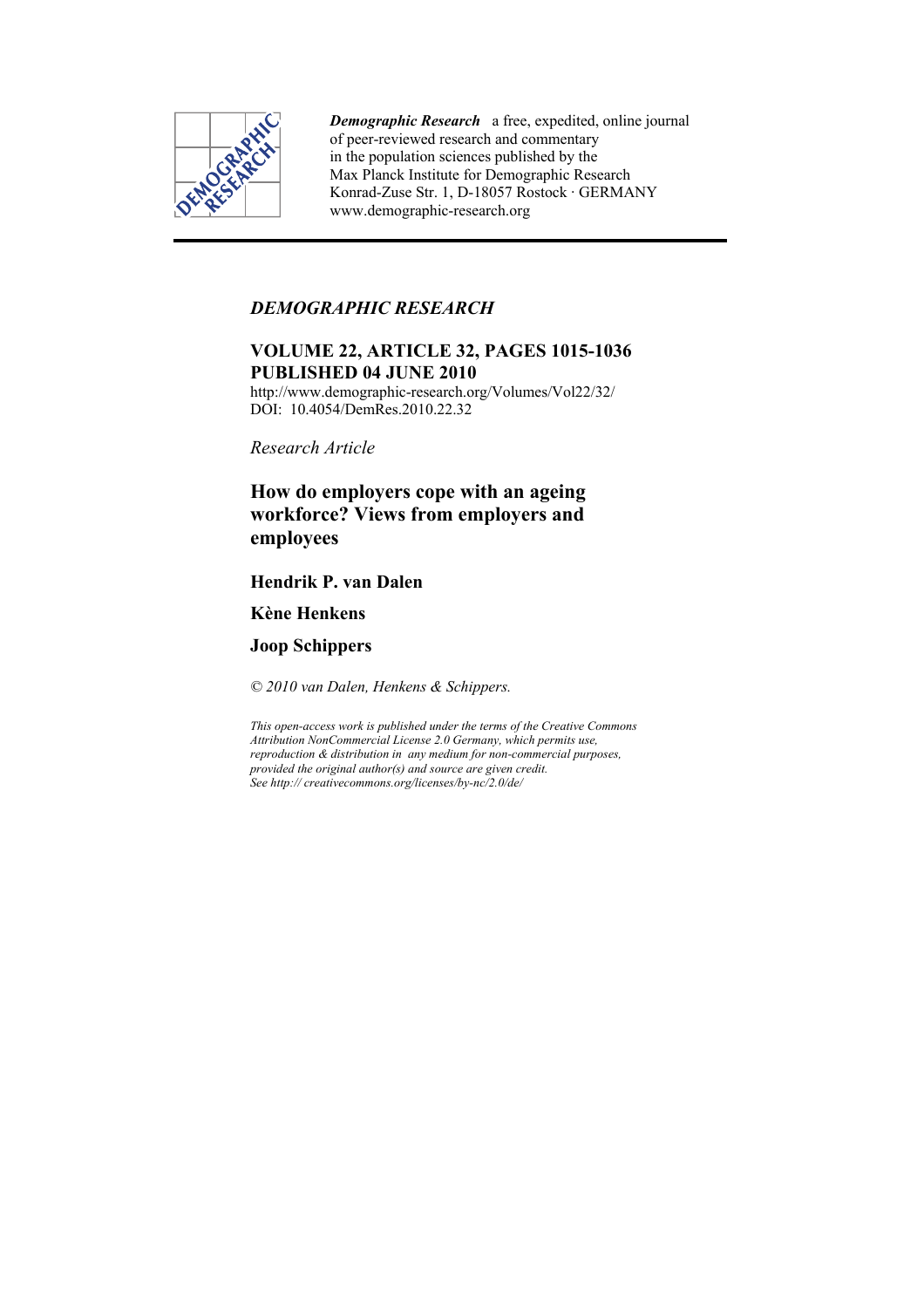***Demographic Research*** a free, expedited, online journal of peer-reviewed research and commentary in the population sciences published by the Max Planck Institute for Demographic Research Konrad-Zuse Str. 1, D-18057 Rostock · GERMANY www.demographic-research.org

---

*DEMOGRAPHIC RESEARCH*

**VOLUME 22, ARTICLE 32, PAGES 1015-1036**
**PUBLISHED 04 JUNE 2010**
http://www.demographic-research.org/Volumes/Vol22/32/
DOI: 10.4054/DemRes.2010.22.32

*Research Article*

# How do employers cope with an ageing workforce? Views from employers and employees

**Hendrik P. van Dalen**

**Kène Henkens**

**Joop Schippers**

*© 2010 van Dalen, Henkens & Schippers.*

*This open-access work is published under the terms of the Creative Commons Attribution NonCommercial License 2.0 Germany, which permits use, reproduction & distribution in any medium for non-commercial purposes, provided the original author(s) and source are given credit. See http:// creativecommons.org/licenses/by-nc/2.0/de/*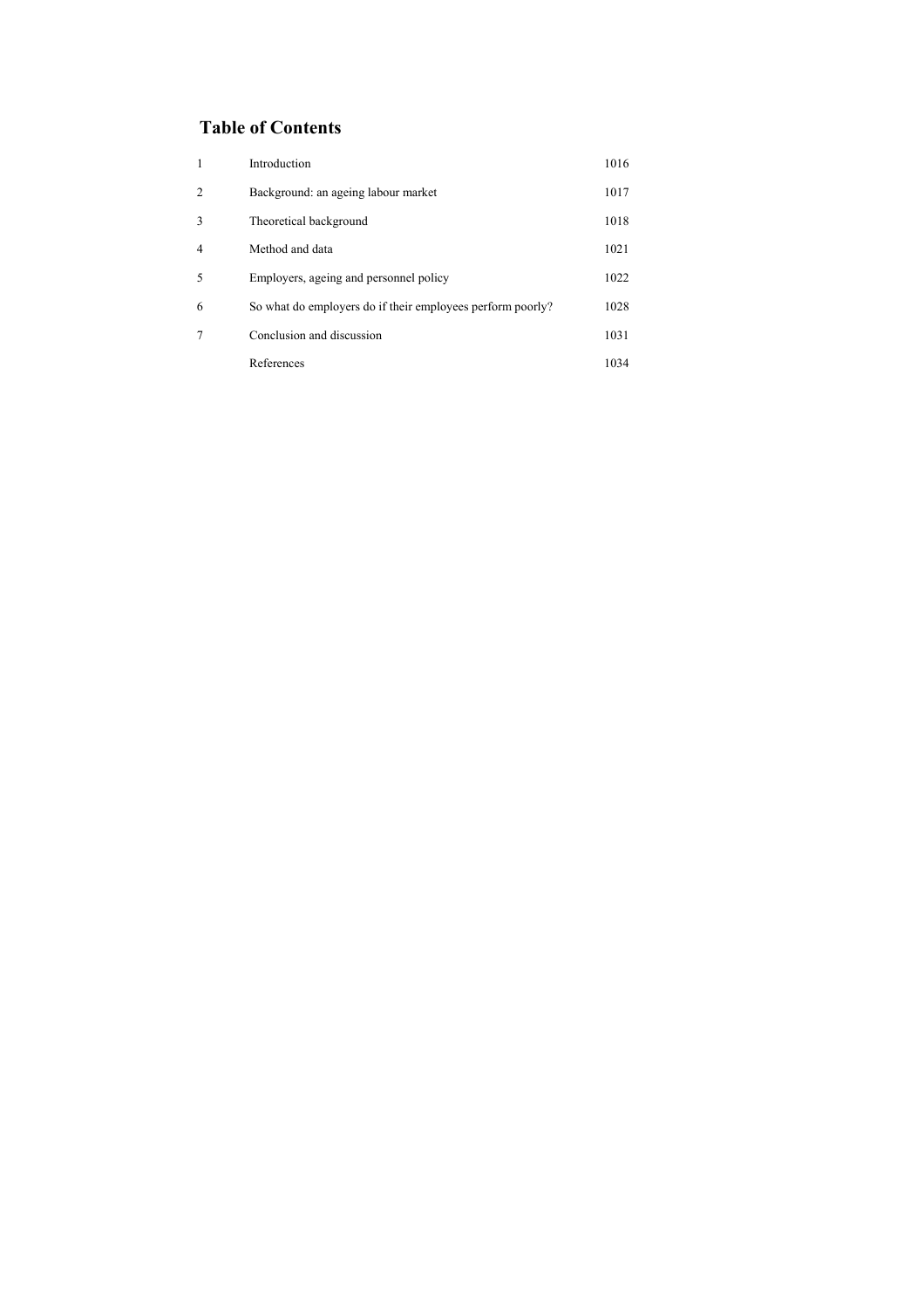## Table of Contents

| | | |
|---|---|---|
| 1 | Introduction | 1016 |
| 2 | Background: an ageing labour market | 1017 |
| 3 | Theoretical background | 1018 |
| 4 | Method and data | 1021 |
| 5 | Employers, ageing and personnel policy | 1022 |
| 6 | So what do employers do if their employees perform poorly? | 1028 |
| 7 | Conclusion and discussion | 1031 |
| | References | 1034 |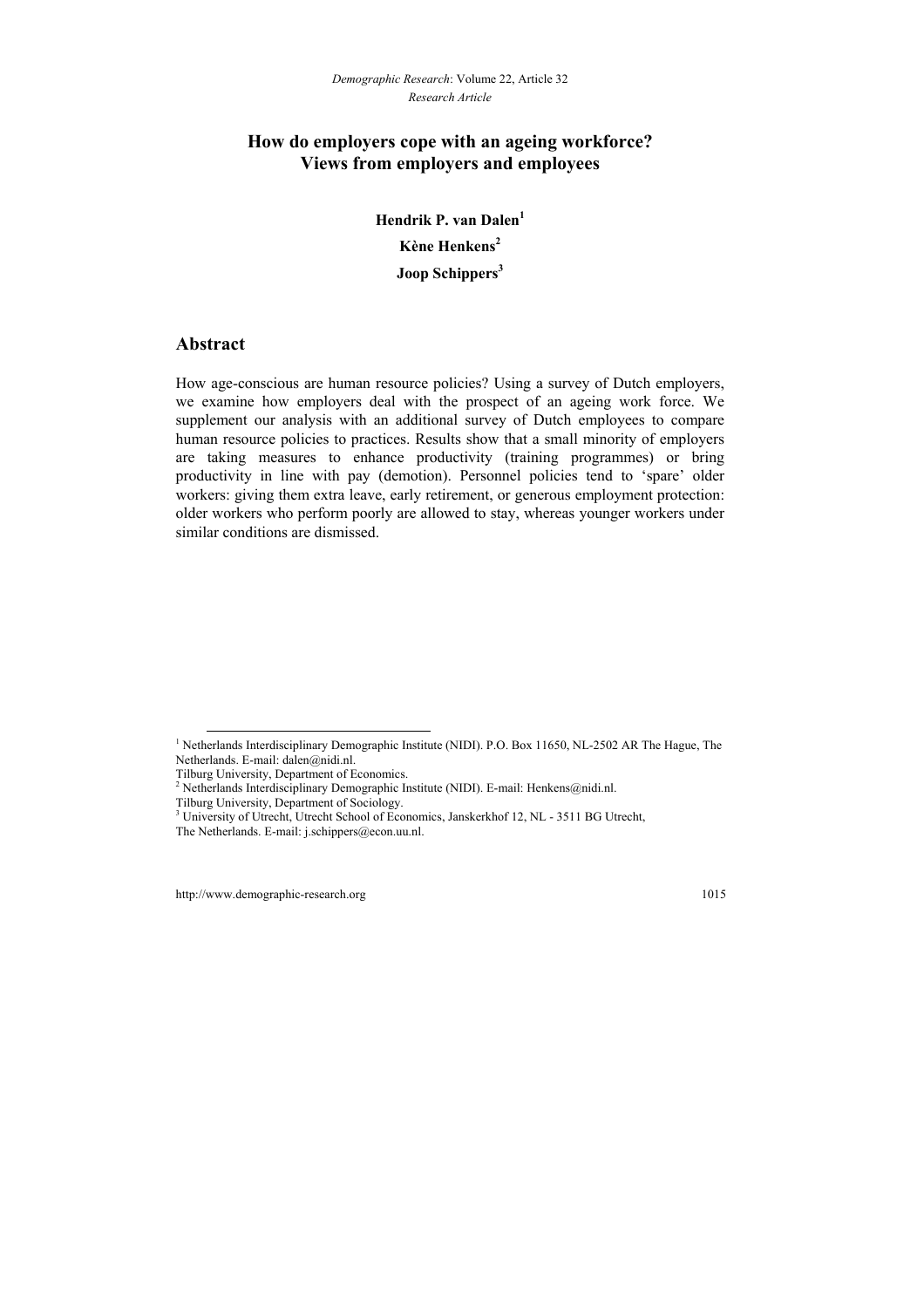# How do employers cope with an ageing workforce? Views from employers and employees

**Hendrik P. van Dalen**[1]

**Kène Henkens**[2]

**Joop Schippers**[3]

## Abstract

How age-conscious are human resource policies? Using a survey of Dutch employers, we examine how employers deal with the prospect of an ageing work force. We supplement our analysis with an additional survey of Dutch employees to compare human resource policies to practices. Results show that a small minority of employers are taking measures to enhance productivity (training programmes) or bring productivity in line with pay (demotion). Personnel policies tend to 'spare' older workers: giving them extra leave, early retirement, or generous employment protection: older workers who perform poorly are allowed to stay, whereas younger workers under similar conditions are dismissed.

---

[1] Netherlands Interdisciplinary Demographic Institute (NIDI). P.O. Box 11650, NL-2502 AR The Hague, The Netherlands. E-mail: dalen@nidi.nl.
Tilburg University, Department of Economics.

[2] Netherlands Interdisciplinary Demographic Institute (NIDI). E-mail: Henkens@nidi.nl.
Tilburg University, Department of Sociology.

[3] University of Utrecht, Utrecht School of Economics, Janskerkhof 12, NL - 3511 BG Utrecht, The Netherlands. E-mail: j.schippers@econ.uu.nl.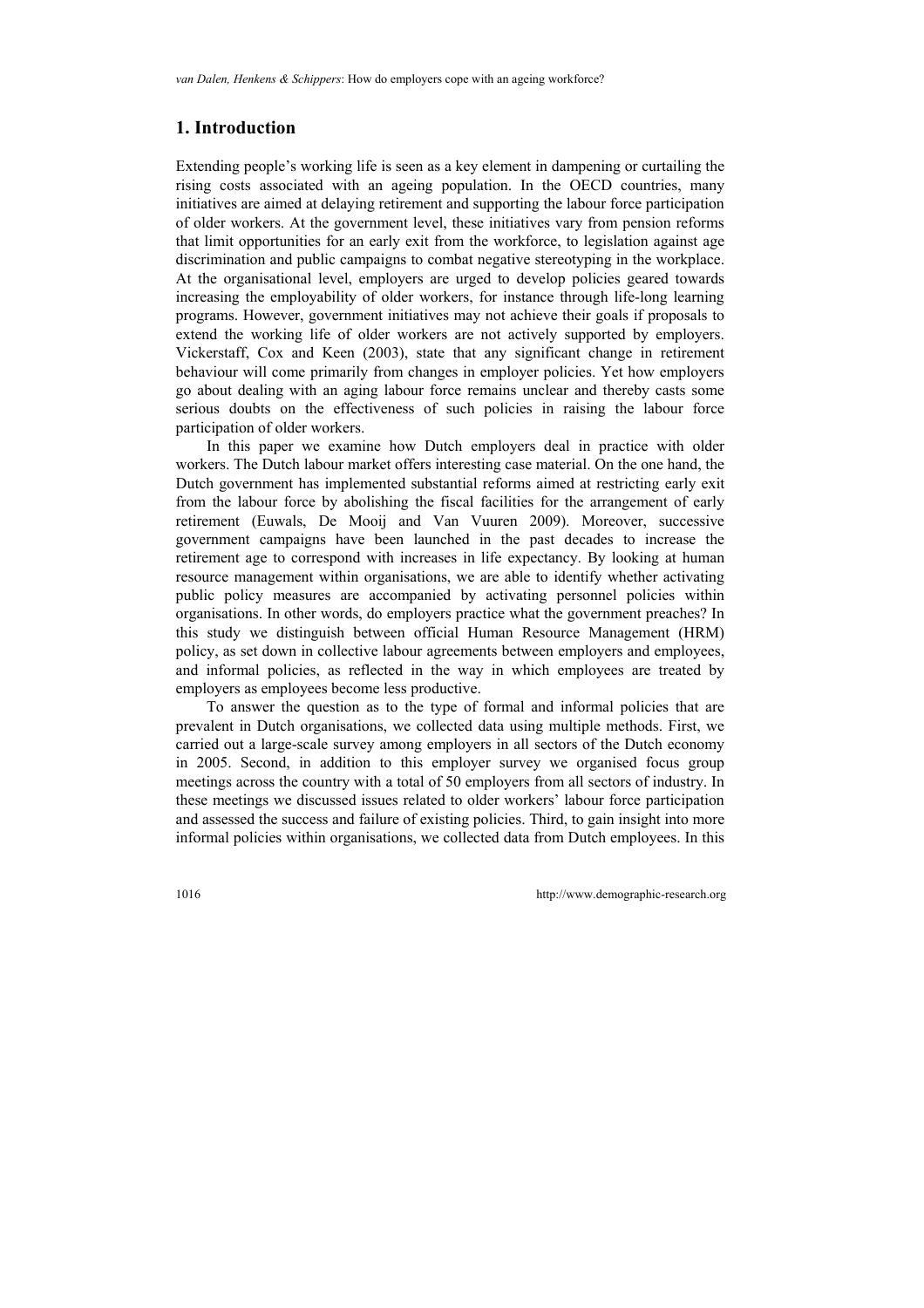## 1. Introduction

Extending people's working life is seen as a key element in dampening or curtailing the rising costs associated with an ageing population. In the OECD countries, many initiatives are aimed at delaying retirement and supporting the labour force participation of older workers. At the government level, these initiatives vary from pension reforms that limit opportunities for an early exit from the workforce, to legislation against age discrimination and public campaigns to combat negative stereotyping in the workplace. At the organisational level, employers are urged to develop policies geared towards increasing the employability of older workers, for instance through life-long learning programs. However, government initiatives may not achieve their goals if proposals to extend the working life of older workers are not actively supported by employers. Vickerstaff, Cox and Keen (2003), state that any significant change in retirement behaviour will come primarily from changes in employer policies. Yet how employers go about dealing with an aging labour force remains unclear and thereby casts some serious doubts on the effectiveness of such policies in raising the labour force participation of older workers.

In this paper we examine how Dutch employers deal in practice with older workers. The Dutch labour market offers interesting case material. On the one hand, the Dutch government has implemented substantial reforms aimed at restricting early exit from the labour force by abolishing the fiscal facilities for the arrangement of early retirement (Euwals, De Mooij and Van Vuuren 2009). Moreover, successive government campaigns have been launched in the past decades to increase the retirement age to correspond with increases in life expectancy. By looking at human resource management within organisations, we are able to identify whether activating public policy measures are accompanied by activating personnel policies within organisations. In other words, do employers practice what the government preaches? In this study we distinguish between official Human Resource Management (HRM) policy, as set down in collective labour agreements between employers and employees, and informal policies, as reflected in the way in which employees are treated by employers as employees become less productive.

To answer the question as to the type of formal and informal policies that are prevalent in Dutch organisations, we collected data using multiple methods. First, we carried out a large-scale survey among employers in all sectors of the Dutch economy in 2005. Second, in addition to this employer survey we organised focus group meetings across the country with a total of 50 employers from all sectors of industry. In these meetings we discussed issues related to older workers' labour force participation and assessed the success and failure of existing policies. Third, to gain insight into more informal policies within organisations, we collected data from Dutch employees. In this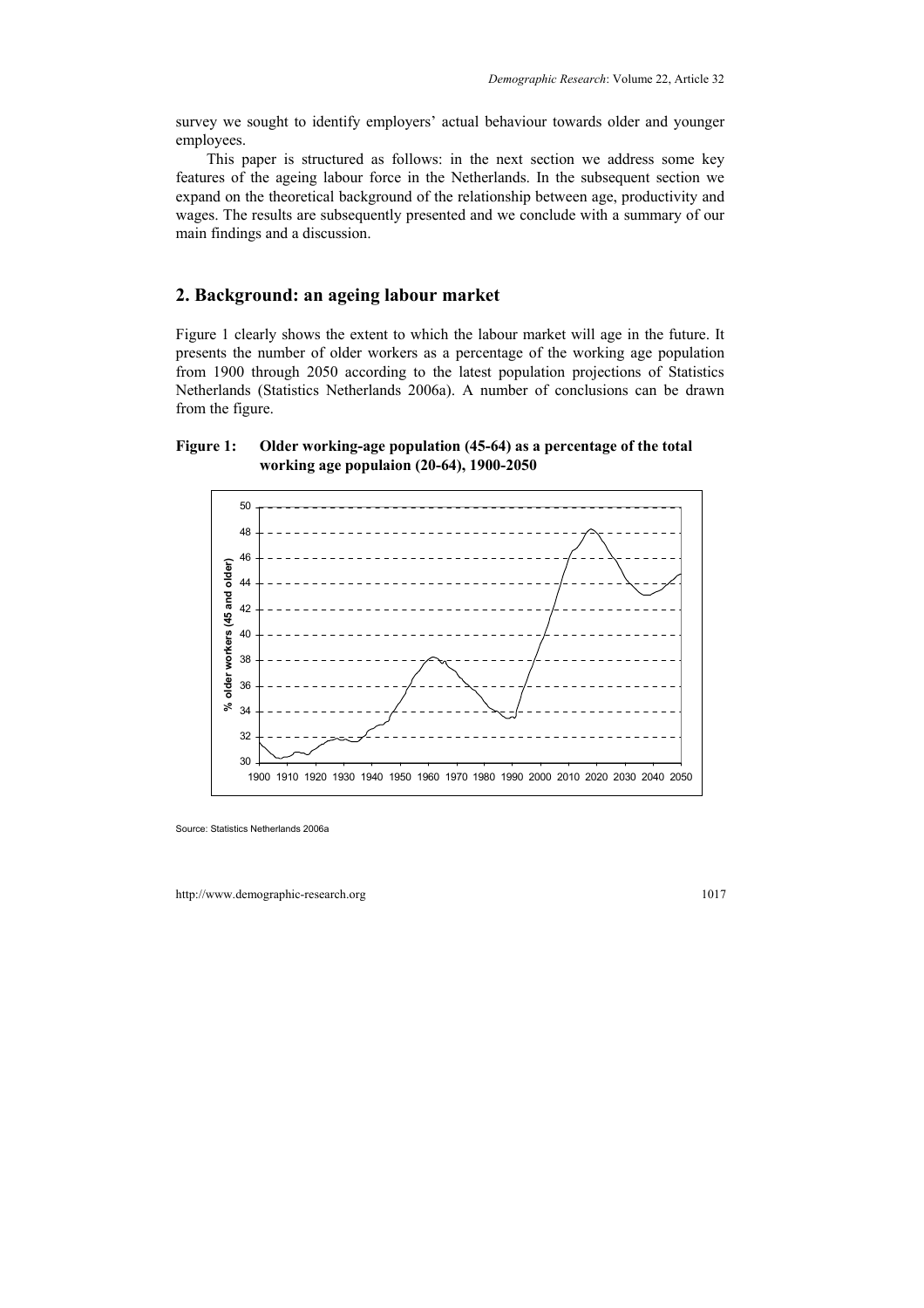survey we sought to identify employers' actual behaviour towards older and younger employees.

This paper is structured as follows: in the next section we address some key features of the ageing labour force in the Netherlands. In the subsequent section we expand on the theoretical background of the relationship between age, productivity and wages. The results are subsequently presented and we conclude with a summary of our main findings and a discussion.

## 2. Background: an ageing labour market

Figure 1 clearly shows the extent to which the labour market will age in the future. It presents the number of older workers as a percentage of the working age population from 1900 through 2050 according to the latest population projections of Statistics Netherlands (Statistics Netherlands 2006a). A number of conclusions can be drawn from the figure.

**Figure 1: Older working-age population (45-64) as a percentage of the total working age populaion (20-64), 1900-2050**

Source: Statistics Netherlands 2006a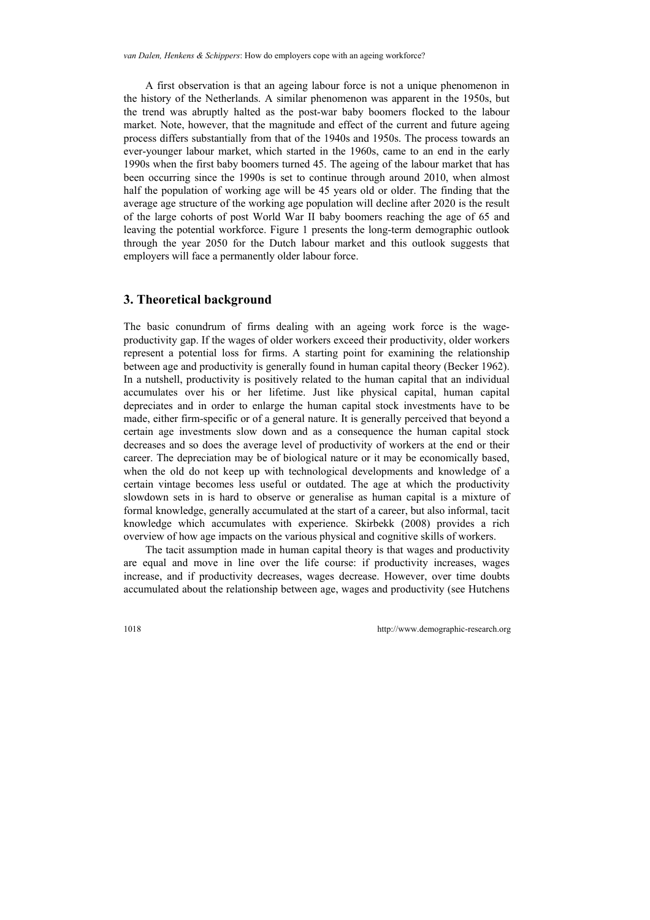A first observation is that an ageing labour force is not a unique phenomenon in the history of the Netherlands. A similar phenomenon was apparent in the 1950s, but the trend was abruptly halted as the post-war baby boomers flocked to the labour market. Note, however, that the magnitude and effect of the current and future ageing process differs substantially from that of the 1940s and 1950s. The process towards an ever-younger labour market, which started in the 1960s, came to an end in the early 1990s when the first baby boomers turned 45. The ageing of the labour market that has been occurring since the 1990s is set to continue through around 2010, when almost half the population of working age will be 45 years old or older. The finding that the average age structure of the working age population will decline after 2020 is the result of the large cohorts of post World War II baby boomers reaching the age of 65 and leaving the potential workforce. Figure 1 presents the long-term demographic outlook through the year 2050 for the Dutch labour market and this outlook suggests that employers will face a permanently older labour force.

## 3. Theoretical background

The basic conundrum of firms dealing with an ageing work force is the wage-productivity gap. If the wages of older workers exceed their productivity, older workers represent a potential loss for firms. A starting point for examining the relationship between age and productivity is generally found in human capital theory (Becker 1962). In a nutshell, productivity is positively related to the human capital that an individual accumulates over his or her lifetime. Just like physical capital, human capital depreciates and in order to enlarge the human capital stock investments have to be made, either firm-specific or of a general nature. It is generally perceived that beyond a certain age investments slow down and as a consequence the human capital stock decreases and so does the average level of productivity of workers at the end or their career. The depreciation may be of biological nature or it may be economically based, when the old do not keep up with technological developments and knowledge of a certain vintage becomes less useful or outdated. The age at which the productivity slowdown sets in is hard to observe or generalise as human capital is a mixture of formal knowledge, generally accumulated at the start of a career, but also informal, tacit knowledge which accumulates with experience. Skirbekk (2008) provides a rich overview of how age impacts on the various physical and cognitive skills of workers.

The tacit assumption made in human capital theory is that wages and productivity are equal and move in line over the life course: if productivity increases, wages increase, and if productivity decreases, wages decrease. However, over time doubts accumulated about the relationship between age, wages and productivity (see Hutchens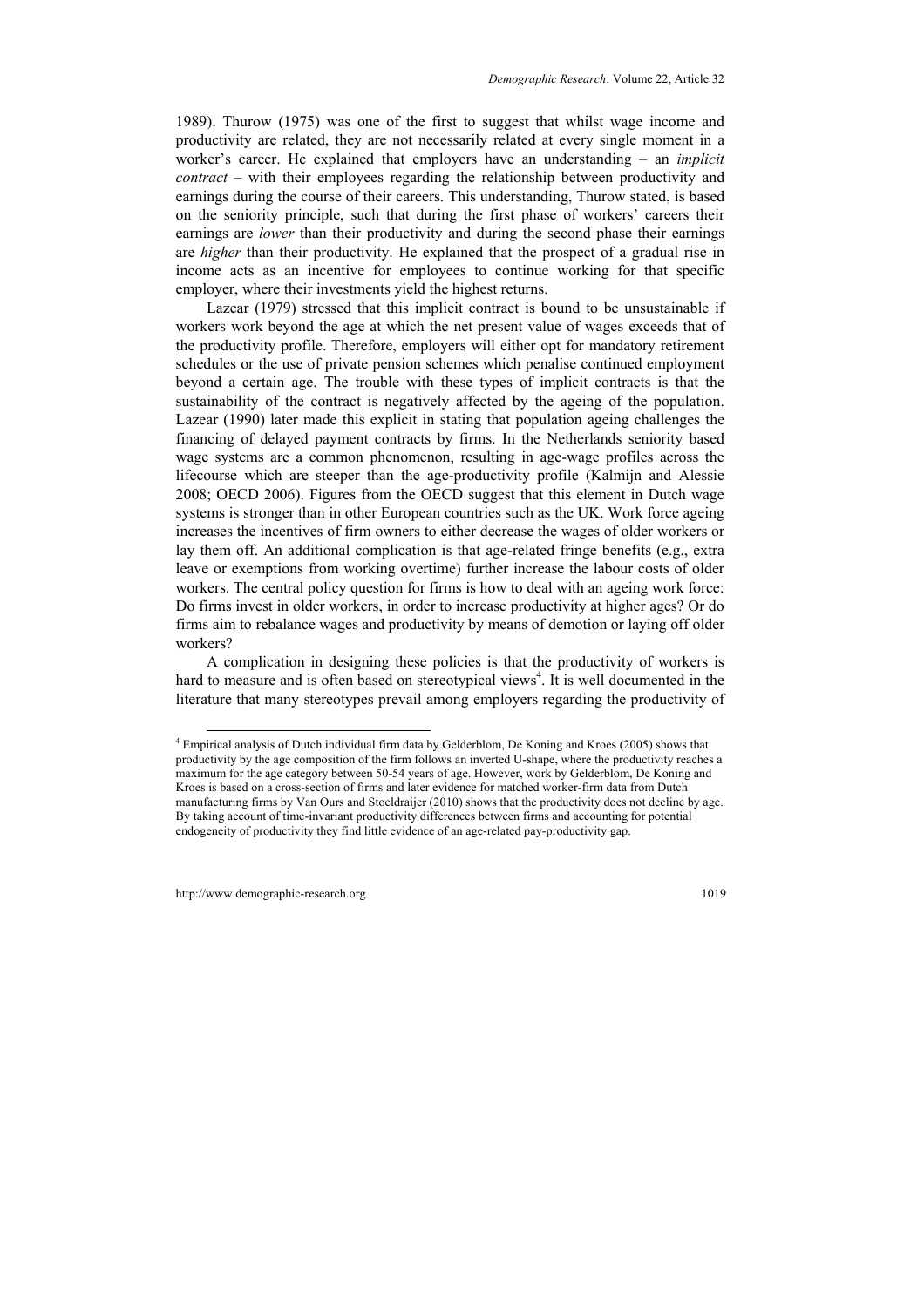1989). Thurow (1975) was one of the first to suggest that whilst wage income and productivity are related, they are not necessarily related at every single moment in a worker's career. He explained that employers have an understanding – an *implicit contract* – with their employees regarding the relationship between productivity and earnings during the course of their careers. This understanding, Thurow stated, is based on the seniority principle, such that during the first phase of workers' careers their earnings are *lower* than their productivity and during the second phase their earnings are *higher* than their productivity. He explained that the prospect of a gradual rise in income acts as an incentive for employees to continue working for that specific employer, where their investments yield the highest returns.

Lazear (1979) stressed that this implicit contract is bound to be unsustainable if workers work beyond the age at which the net present value of wages exceeds that of the productivity profile. Therefore, employers will either opt for mandatory retirement schedules or the use of private pension schemes which penalise continued employment beyond a certain age. The trouble with these types of implicit contracts is that the sustainability of the contract is negatively affected by the ageing of the population. Lazear (1990) later made this explicit in stating that population ageing challenges the financing of delayed payment contracts by firms. In the Netherlands seniority based wage systems are a common phenomenon, resulting in age-wage profiles across the lifecourse which are steeper than the age-productivity profile (Kalmijn and Alessie 2008; OECD 2006). Figures from the OECD suggest that this element in Dutch wage systems is stronger than in other European countries such as the UK. Work force ageing increases the incentives of firm owners to either decrease the wages of older workers or lay them off. An additional complication is that age-related fringe benefits (e.g., extra leave or exemptions from working overtime) further increase the labour costs of older workers. The central policy question for firms is how to deal with an ageing work force: Do firms invest in older workers, in order to increase productivity at higher ages? Or do firms aim to rebalance wages and productivity by means of demotion or laying off older workers?

A complication in designing these policies is that the productivity of workers is hard to measure and is often based on stereotypical views[4]. It is well documented in the literature that many stereotypes prevail among employers regarding the productivity of

[4] Empirical analysis of Dutch individual firm data by Gelderblom, De Koning and Kroes (2005) shows that productivity by the age composition of the firm follows an inverted U-shape, where the productivity reaches a maximum for the age category between 50-54 years of age. However, work by Gelderblom, De Koning and Kroes is based on a cross-section of firms and later evidence for matched worker-firm data from Dutch manufacturing firms by Van Ours and Stoeldraijer (2010) shows that the productivity does not decline by age. By taking account of time-invariant productivity differences between firms and accounting for potential endogeneity of productivity they find little evidence of an age-related pay-productivity gap.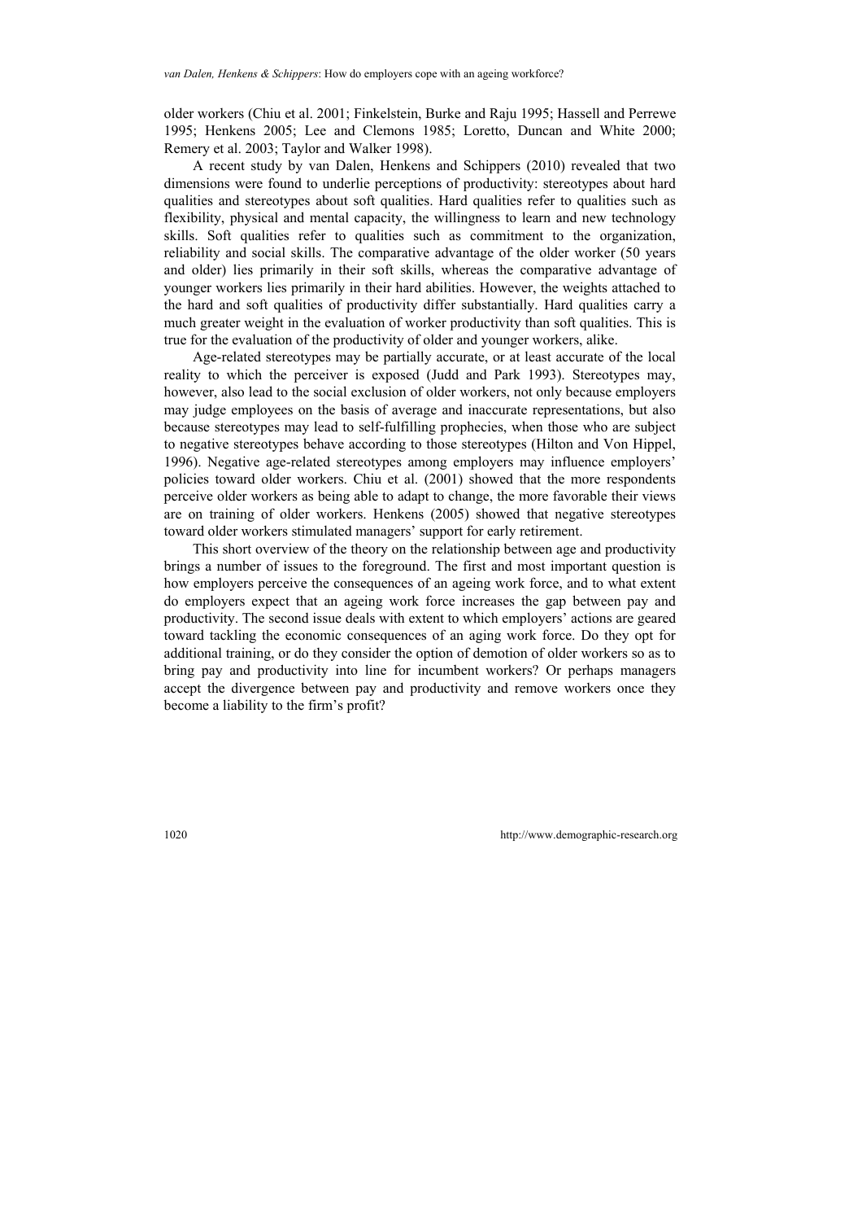older workers (Chiu et al. 2001; Finkelstein, Burke and Raju 1995; Hassell and Perrewe 1995; Henkens 2005; Lee and Clemons 1985; Loretto, Duncan and White 2000; Remery et al. 2003; Taylor and Walker 1998).

A recent study by van Dalen, Henkens and Schippers (2010) revealed that two dimensions were found to underlie perceptions of productivity: stereotypes about hard qualities and stereotypes about soft qualities. Hard qualities refer to qualities such as flexibility, physical and mental capacity, the willingness to learn and new technology skills. Soft qualities refer to qualities such as commitment to the organization, reliability and social skills. The comparative advantage of the older worker (50 years and older) lies primarily in their soft skills, whereas the comparative advantage of younger workers lies primarily in their hard abilities. However, the weights attached to the hard and soft qualities of productivity differ substantially. Hard qualities carry a much greater weight in the evaluation of worker productivity than soft qualities. This is true for the evaluation of the productivity of older and younger workers, alike.

Age-related stereotypes may be partially accurate, or at least accurate of the local reality to which the perceiver is exposed (Judd and Park 1993). Stereotypes may, however, also lead to the social exclusion of older workers, not only because employers may judge employees on the basis of average and inaccurate representations, but also because stereotypes may lead to self-fulfilling prophecies, when those who are subject to negative stereotypes behave according to those stereotypes (Hilton and Von Hippel, 1996). Negative age-related stereotypes among employers may influence employers' policies toward older workers. Chiu et al. (2001) showed that the more respondents perceive older workers as being able to adapt to change, the more favorable their views are on training of older workers. Henkens (2005) showed that negative stereotypes toward older workers stimulated managers' support for early retirement.

This short overview of the theory on the relationship between age and productivity brings a number of issues to the foreground. The first and most important question is how employers perceive the consequences of an ageing work force, and to what extent do employers expect that an ageing work force increases the gap between pay and productivity. The second issue deals with extent to which employers' actions are geared toward tackling the economic consequences of an aging work force. Do they opt for additional training, or do they consider the option of demotion of older workers so as to bring pay and productivity into line for incumbent workers? Or perhaps managers accept the divergence between pay and productivity and remove workers once they become a liability to the firm's profit?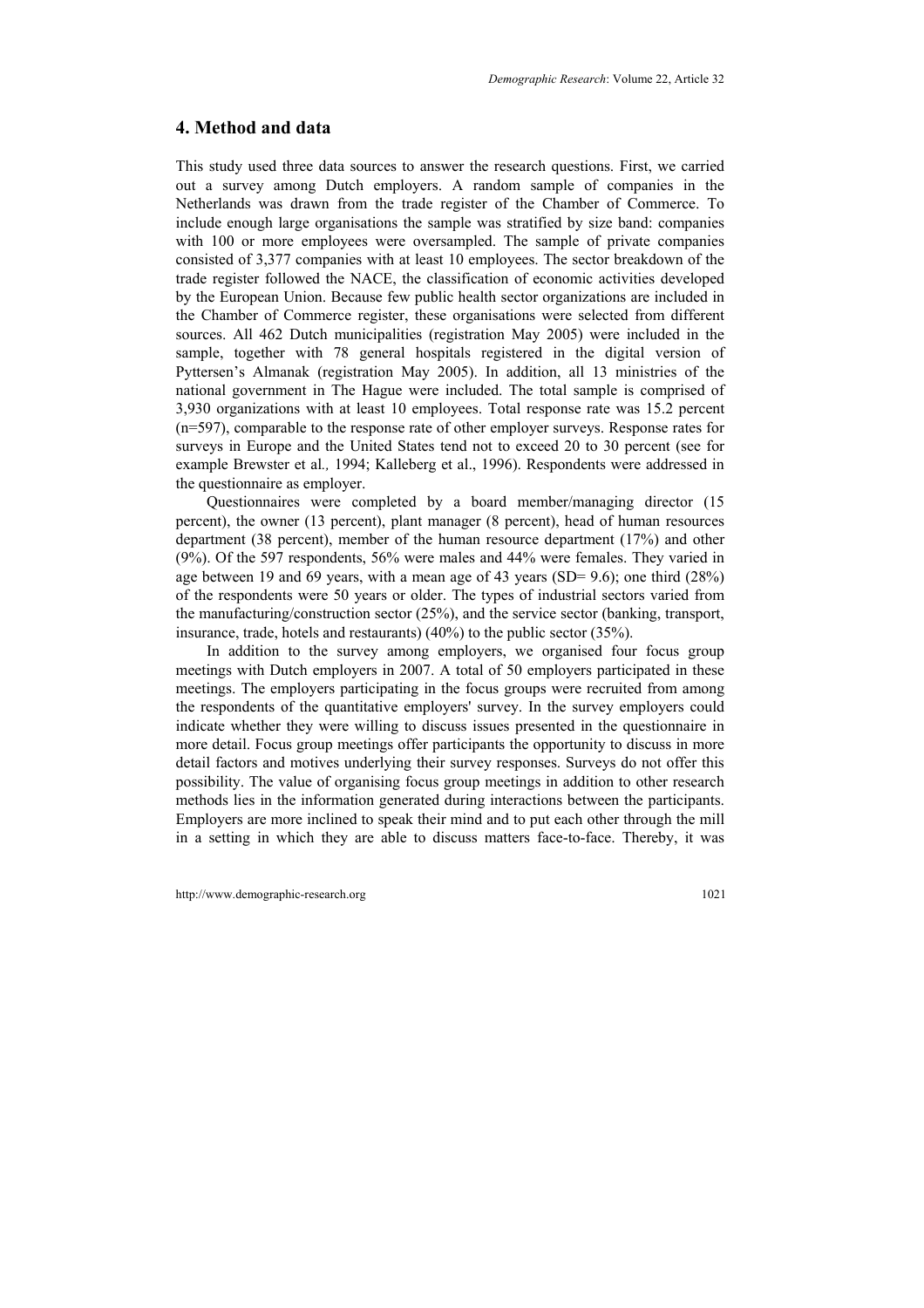## 4. Method and data

This study used three data sources to answer the research questions. First, we carried out a survey among Dutch employers. A random sample of companies in the Netherlands was drawn from the trade register of the Chamber of Commerce. To include enough large organisations the sample was stratified by size band: companies with 100 or more employees were oversampled. The sample of private companies consisted of 3,377 companies with at least 10 employees. The sector breakdown of the trade register followed the NACE, the classification of economic activities developed by the European Union. Because few public health sector organizations are included in the Chamber of Commerce register, these organisations were selected from different sources. All 462 Dutch municipalities (registration May 2005) were included in the sample, together with 78 general hospitals registered in the digital version of Pyttersen's Almanak (registration May 2005). In addition, all 13 ministries of the national government in The Hague were included. The total sample is comprised of 3,930 organizations with at least 10 employees. Total response rate was 15.2 percent (n=597), comparable to the response rate of other employer surveys. Response rates for surveys in Europe and the United States tend not to exceed 20 to 30 percent (see for example Brewster et al*.,* 1994; Kalleberg et al., 1996). Respondents were addressed in the questionnaire as employer.

Questionnaires were completed by a board member/managing director (15 percent), the owner (13 percent), plant manager (8 percent), head of human resources department (38 percent), member of the human resource department (17%) and other (9%). Of the 597 respondents, 56% were males and 44% were females. They varied in age between 19 and 69 years, with a mean age of 43 years (SD= 9.6); one third (28%) of the respondents were 50 years or older. The types of industrial sectors varied from the manufacturing/construction sector (25%), and the service sector (banking, transport, insurance, trade, hotels and restaurants) (40%) to the public sector (35%).

In addition to the survey among employers, we organised four focus group meetings with Dutch employers in 2007. A total of 50 employers participated in these meetings. The employers participating in the focus groups were recruited from among the respondents of the quantitative employers' survey. In the survey employers could indicate whether they were willing to discuss issues presented in the questionnaire in more detail. Focus group meetings offer participants the opportunity to discuss in more detail factors and motives underlying their survey responses. Surveys do not offer this possibility. The value of organising focus group meetings in addition to other research methods lies in the information generated during interactions between the participants. Employers are more inclined to speak their mind and to put each other through the mill in a setting in which they are able to discuss matters face-to-face. Thereby, it was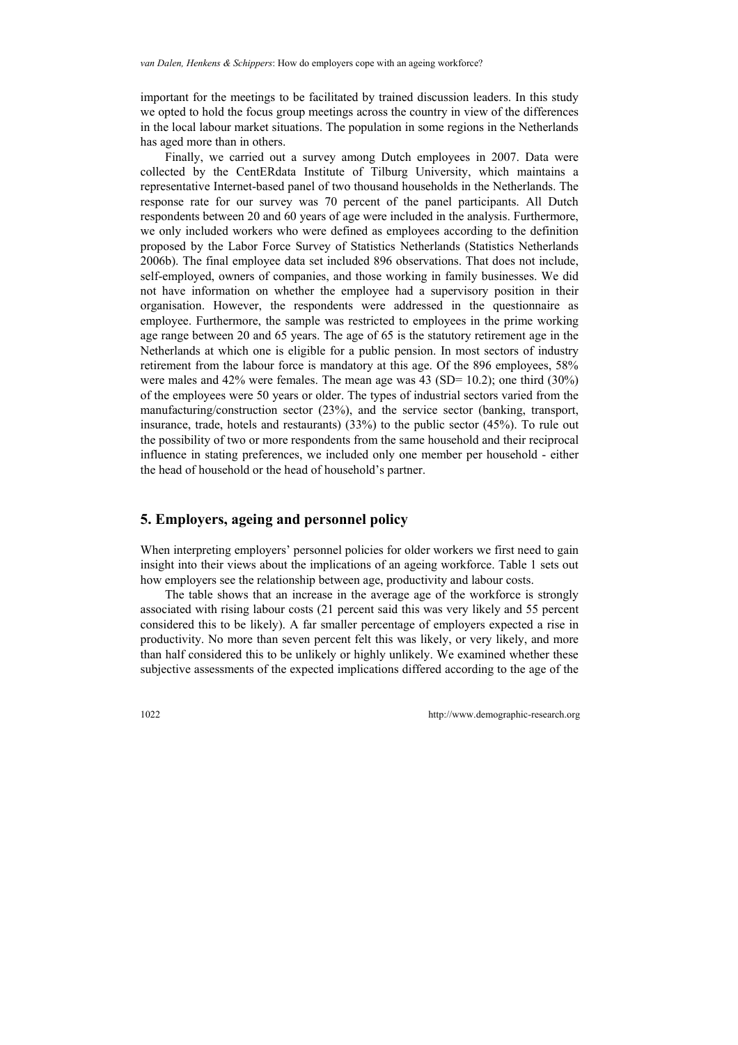important for the meetings to be facilitated by trained discussion leaders. In this study we opted to hold the focus group meetings across the country in view of the differences in the local labour market situations. The population in some regions in the Netherlands has aged more than in others.

Finally, we carried out a survey among Dutch employees in 2007. Data were collected by the CentERdata Institute of Tilburg University, which maintains a representative Internet-based panel of two thousand households in the Netherlands. The response rate for our survey was 70 percent of the panel participants. All Dutch respondents between 20 and 60 years of age were included in the analysis. Furthermore, we only included workers who were defined as employees according to the definition proposed by the Labor Force Survey of Statistics Netherlands (Statistics Netherlands 2006b). The final employee data set included 896 observations. That does not include, self-employed, owners of companies, and those working in family businesses. We did not have information on whether the employee had a supervisory position in their organisation. However, the respondents were addressed in the questionnaire as employee. Furthermore, the sample was restricted to employees in the prime working age range between 20 and 65 years. The age of 65 is the statutory retirement age in the Netherlands at which one is eligible for a public pension. In most sectors of industry retirement from the labour force is mandatory at this age. Of the 896 employees, 58% were males and 42% were females. The mean age was 43 (SD= 10.2); one third (30%) of the employees were 50 years or older. The types of industrial sectors varied from the manufacturing/construction sector (23%), and the service sector (banking, transport, insurance, trade, hotels and restaurants) (33%) to the public sector (45%). To rule out the possibility of two or more respondents from the same household and their reciprocal influence in stating preferences, we included only one member per household - either the head of household or the head of household's partner.

## 5. Employers, ageing and personnel policy

When interpreting employers' personnel policies for older workers we first need to gain insight into their views about the implications of an ageing workforce. Table 1 sets out how employers see the relationship between age, productivity and labour costs.

The table shows that an increase in the average age of the workforce is strongly associated with rising labour costs (21 percent said this was very likely and 55 percent considered this to be likely). A far smaller percentage of employers expected a rise in productivity. No more than seven percent felt this was likely, or very likely, and more than half considered this to be unlikely or highly unlikely. We examined whether these subjective assessments of the expected implications differed according to the age of the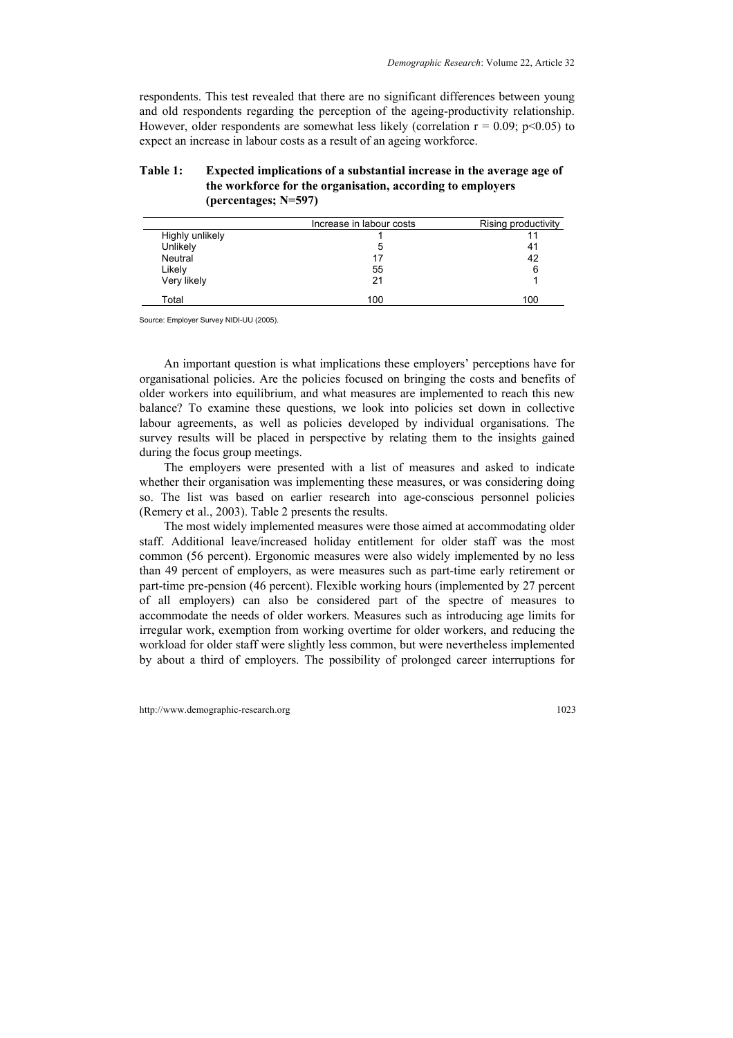respondents. This test revealed that there are no significant differences between young and old respondents regarding the perception of the ageing-productivity relationship. However, older respondents are somewhat less likely (correlation $r = 0.09$; $p<0.05$) to expect an increase in labour costs as a result of an ageing workforce.

**Table 1: Expected implications of a substantial increase in the average age of the workforce for the organisation, according to employers (percentages; N=597)**

| | Increase in labour costs | Rising productivity |
|---|---|---|
| Highly unlikely | 1 | 11 |
| Unlikely | 5 | 41 |
| Neutral | 17 | 42 |
| Likely | 55 | 6 |
| Very likely | 21 | 1 |
| Total | 100 | 100 |

Source: Employer Survey NIDI-UU (2005).

An important question is what implications these employers' perceptions have for organisational policies. Are the policies focused on bringing the costs and benefits of older workers into equilibrium, and what measures are implemented to reach this new balance? To examine these questions, we look into policies set down in collective labour agreements, as well as policies developed by individual organisations. The survey results will be placed in perspective by relating them to the insights gained during the focus group meetings.

The employers were presented with a list of measures and asked to indicate whether their organisation was implementing these measures, or was considering doing so. The list was based on earlier research into age-conscious personnel policies (Remery et al., 2003). Table 2 presents the results.

The most widely implemented measures were those aimed at accommodating older staff. Additional leave/increased holiday entitlement for older staff was the most common (56 percent). Ergonomic measures were also widely implemented by no less than 49 percent of employers, as were measures such as part-time early retirement or part-time pre-pension (46 percent). Flexible working hours (implemented by 27 percent of all employers) can also be considered part of the spectre of measures to accommodate the needs of older workers. Measures such as introducing age limits for irregular work, exemption from working overtime for older workers, and reducing the workload for older staff were slightly less common, but were nevertheless implemented by about a third of employers. The possibility of prolonged career interruptions for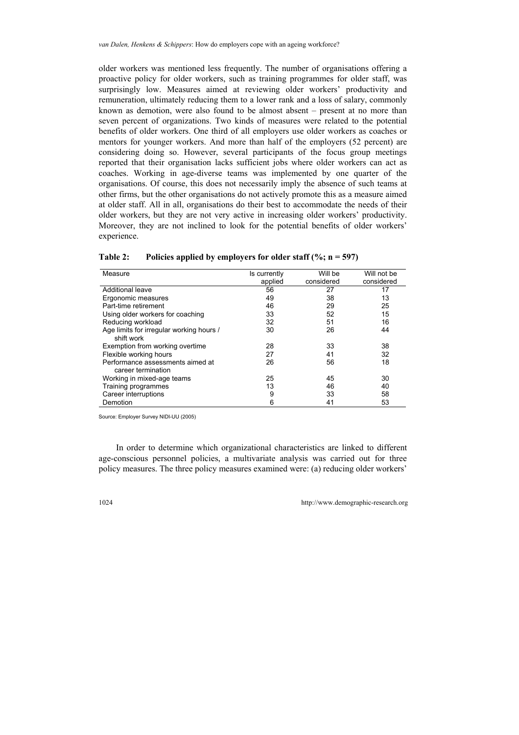older workers was mentioned less frequently. The number of organisations offering a proactive policy for older workers, such as training programmes for older staff, was surprisingly low. Measures aimed at reviewing older workers' productivity and remuneration, ultimately reducing them to a lower rank and a loss of salary, commonly known as demotion, were also found to be almost absent – present at no more than seven percent of organizations. Two kinds of measures were related to the potential benefits of older workers. One third of all employers use older workers as coaches or mentors for younger workers. And more than half of the employers (52 percent) are considering doing so. However, several participants of the focus group meetings reported that their organisation lacks sufficient jobs where older workers can act as coaches. Working in age-diverse teams was implemented by one quarter of the organisations. Of course, this does not necessarily imply the absence of such teams at other firms, but the other organisations do not actively promote this as a measure aimed at older staff. All in all, organisations do their best to accommodate the needs of their older workers, but they are not very active in increasing older workers' productivity. Moreover, they are not inclined to look for the potential benefits of older workers' experience.

**Table 2: Policies applied by employers for older staff (%; n = 597)**

| Measure | Is currently applied | Will be considered | Will not be considered |
|---|---|---|---|
| Additional leave | 56 | 27 | 17 |
| Ergonomic measures | 49 | 38 | 13 |
| Part-time retirement | 46 | 29 | 25 |
| Using older workers for coaching | 33 | 52 | 15 |
| Reducing workload | 32 | 51 | 16 |
| Age limits for irregular working hours / shift work | 30 | 26 | 44 |
| Exemption from working overtime | 28 | 33 | 38 |
| Flexible working hours | 27 | 41 | 32 |
| Performance assessments aimed at career termination | 26 | 56 | 18 |
| Working in mixed-age teams | 25 | 45 | 30 |
| Training programmes | 13 | 46 | 40 |
| Career interruptions | 9 | 33 | 58 |
| Demotion | 6 | 41 | 53 |

Source: Employer Survey NIDI-UU (2005)

In order to determine which organizational characteristics are linked to different age-conscious personnel policies, a multivariate analysis was carried out for three policy measures. The three policy measures examined were: (a) reducing older workers'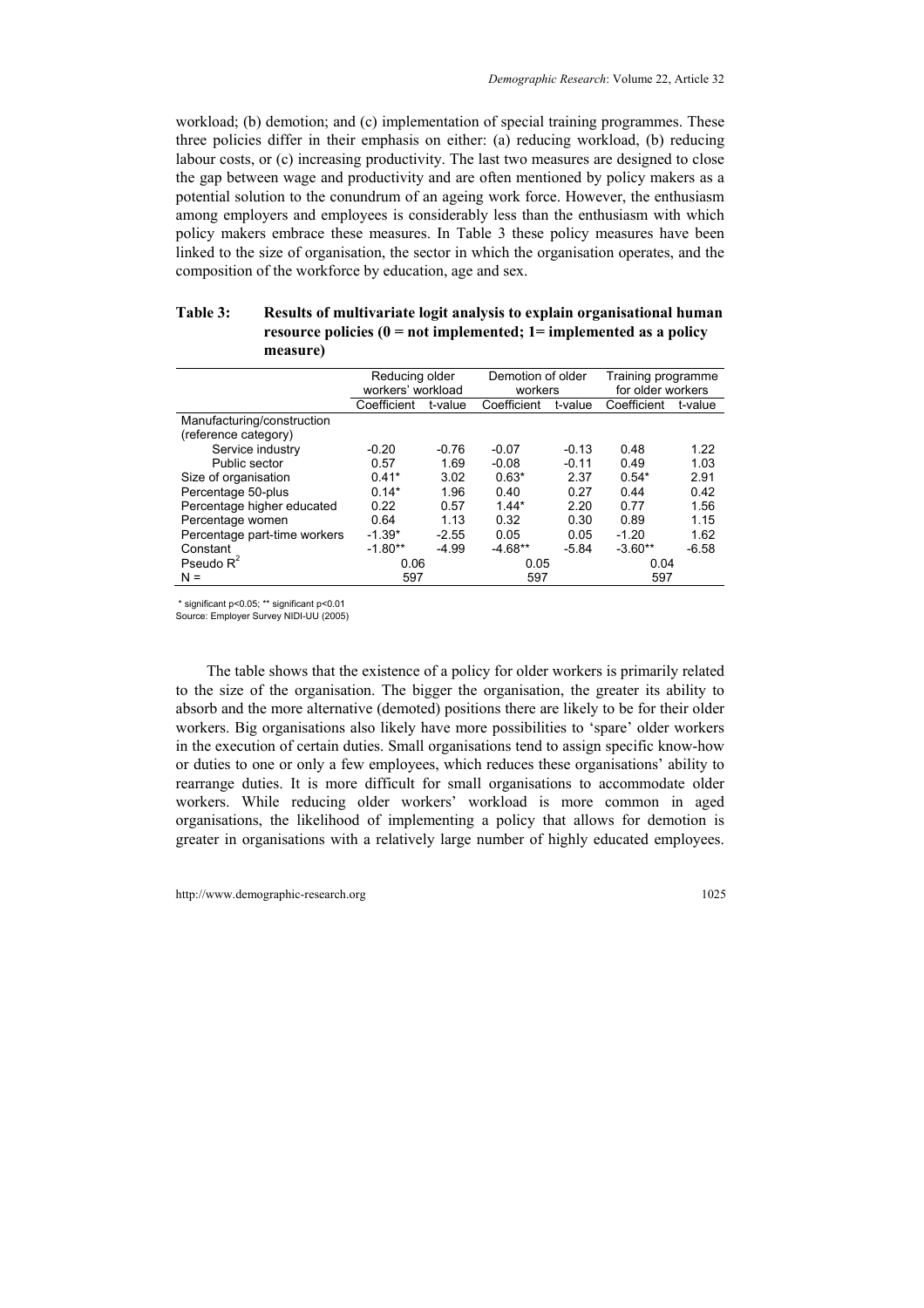workload; (b) demotion; and (c) implementation of special training programmes. These three policies differ in their emphasis on either: (a) reducing workload, (b) reducing labour costs, or (c) increasing productivity. The last two measures are designed to close the gap between wage and productivity and are often mentioned by policy makers as a potential solution to the conundrum of an ageing work force. However, the enthusiasm among employers and employees is considerably less than the enthusiasm with which policy makers embrace these measures. In Table 3 these policy measures have been linked to the size of organisation, the sector in which the organisation operates, and the composition of the workforce by education, age and sex.

**Table 3: Results of multivariate logit analysis to explain organisational human resource policies (0 = not implemented; 1= implemented as a policy measure)**

| | Reducing older workers' workload | | Demotion of older workers | | Training programme for older workers | |
|---|---|---|---|---|---|---|
| | Coefficient | t-value | Coefficient | t-value | Coefficient | t-value |
| Manufacturing/construction (reference category) | | | | | | |
| Service industry | -0.20 | -0.76 | -0.07 | -0.13 | 0.48 | 1.22 |
| Public sector | 0.57 | 1.69 | -0.08 | -0.11 | 0.49 | 1.03 |
| Size of organisation | 0.41* | 3.02 | 0.63* | 2.37 | 0.54* | 2.91 |
| Percentage 50-plus | 0.14* | 1.96 | 0.40 | 0.27 | 0.44 | 0.42 |
| Percentage higher educated | 0.22 | 0.57 | 1.44* | 2.20 | 0.77 | 1.56 |
| Percentage women | 0.64 | 1.13 | 0.32 | 0.30 | 0.89 | 1.15 |
| Percentage part-time workers | -1.39* | -2.55 | 0.05 | 0.05 | -1.20 | 1.62 |
| Constant | -1.80** | -4.99 | -4.68** | -5.84 | -3.60** | -6.58 |
| Pseudo $R^2$ | 0.06 | | 0.05 | | 0.04 | |
| N = | 597 | | 597 | | 597 | |

\* significant p<0.05; ** significant p<0.01
Source: Employer Survey NIDI-UU (2005)

The table shows that the existence of a policy for older workers is primarily related to the size of the organisation. The bigger the organisation, the greater its ability to absorb and the more alternative (demoted) positions there are likely to be for their older workers. Big organisations also likely have more possibilities to 'spare' older workers in the execution of certain duties. Small organisations tend to assign specific know-how or duties to one or only a few employees, which reduces these organisations' ability to rearrange duties. It is more difficult for small organisations to accommodate older workers. While reducing older workers' workload is more common in aged organisations, the likelihood of implementing a policy that allows for demotion is greater in organisations with a relatively large number of highly educated employees.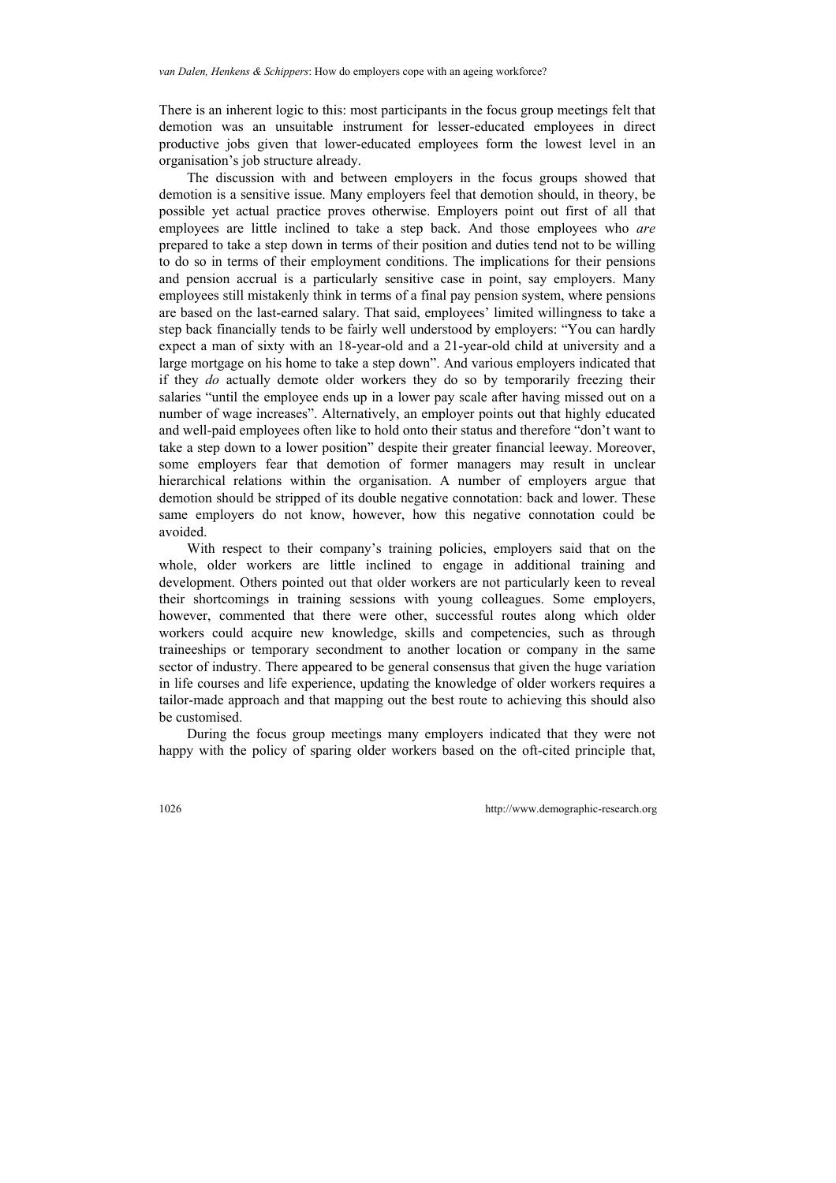There is an inherent logic to this: most participants in the focus group meetings felt that demotion was an unsuitable instrument for lesser-educated employees in direct productive jobs given that lower-educated employees form the lowest level in an organisation's job structure already.

The discussion with and between employers in the focus groups showed that demotion is a sensitive issue. Many employers feel that demotion should, in theory, be possible yet actual practice proves otherwise. Employers point out first of all that employees are little inclined to take a step back. And those employees who *are* prepared to take a step down in terms of their position and duties tend not to be willing to do so in terms of their employment conditions. The implications for their pensions and pension accrual is a particularly sensitive case in point, say employers. Many employees still mistakenly think in terms of a final pay pension system, where pensions are based on the last-earned salary. That said, employees' limited willingness to take a step back financially tends to be fairly well understood by employers: "You can hardly expect a man of sixty with an 18-year-old and a 21-year-old child at university and a large mortgage on his home to take a step down". And various employers indicated that if they *do* actually demote older workers they do so by temporarily freezing their salaries "until the employee ends up in a lower pay scale after having missed out on a number of wage increases". Alternatively, an employer points out that highly educated and well-paid employees often like to hold onto their status and therefore "don't want to take a step down to a lower position" despite their greater financial leeway. Moreover, some employers fear that demotion of former managers may result in unclear hierarchical relations within the organisation. A number of employers argue that demotion should be stripped of its double negative connotation: back and lower. These same employers do not know, however, how this negative connotation could be avoided.

With respect to their company's training policies, employers said that on the whole, older workers are little inclined to engage in additional training and development. Others pointed out that older workers are not particularly keen to reveal their shortcomings in training sessions with young colleagues. Some employers, however, commented that there were other, successful routes along which older workers could acquire new knowledge, skills and competencies, such as through traineeships or temporary secondment to another location or company in the same sector of industry. There appeared to be general consensus that given the huge variation in life courses and life experience, updating the knowledge of older workers requires a tailor-made approach and that mapping out the best route to achieving this should also be customised.

During the focus group meetings many employers indicated that they were not happy with the policy of sparing older workers based on the oft-cited principle that,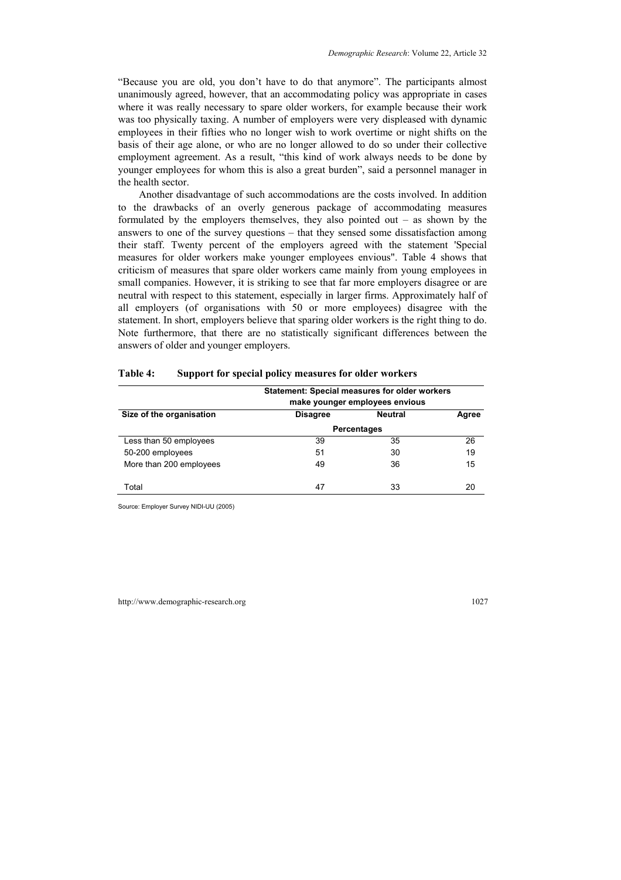“Because you are old, you don’t have to do that anymore”. The participants almost unanimously agreed, however, that an accommodating policy was appropriate in cases where it was really necessary to spare older workers, for example because their work was too physically taxing. A number of employers were very displeased with dynamic employees in their fifties who no longer wish to work overtime or night shifts on the basis of their age alone, or who are no longer allowed to do so under their collective employment agreement. As a result, “this kind of work always needs to be done by younger employees for whom this is also a great burden”, said a personnel manager in the health sector.

Another disadvantage of such accommodations are the costs involved. In addition to the drawbacks of an overly generous package of accommodating measures formulated by the employers themselves, they also pointed out – as shown by the answers to one of the survey questions – that they sensed some dissatisfaction among their staff. Twenty percent of the employers agreed with the statement 'Special measures for older workers make younger employees envious". Table 4 shows that criticism of measures that spare older workers came mainly from young employees in small companies. However, it is striking to see that far more employers disagree or are neutral with respect to this statement, especially in larger firms. Approximately half of all employers (of organisations with 50 or more employees) disagree with the statement. In short, employers believe that sparing older workers is the right thing to do. Note furthermore, that there are no statistically significant differences between the answers of older and younger employers.

**Table 4: Support for special policy measures for older workers**

| | Statement: Special measures for older workers make younger employees envious | | |
|---|---|---|---|
| **Size of the organisation** | **Disagree** | **Neutral** | **Agree** |
| | **Percentages** | | |
| Less than 50 employees | 39 | 35 | 26 |
| 50-200 employees | 51 | 30 | 19 |
| More than 200 employees | 49 | 36 | 15 |
| Total | 47 | 33 | 20 |

Source: Employer Survey NIDI-UU (2005)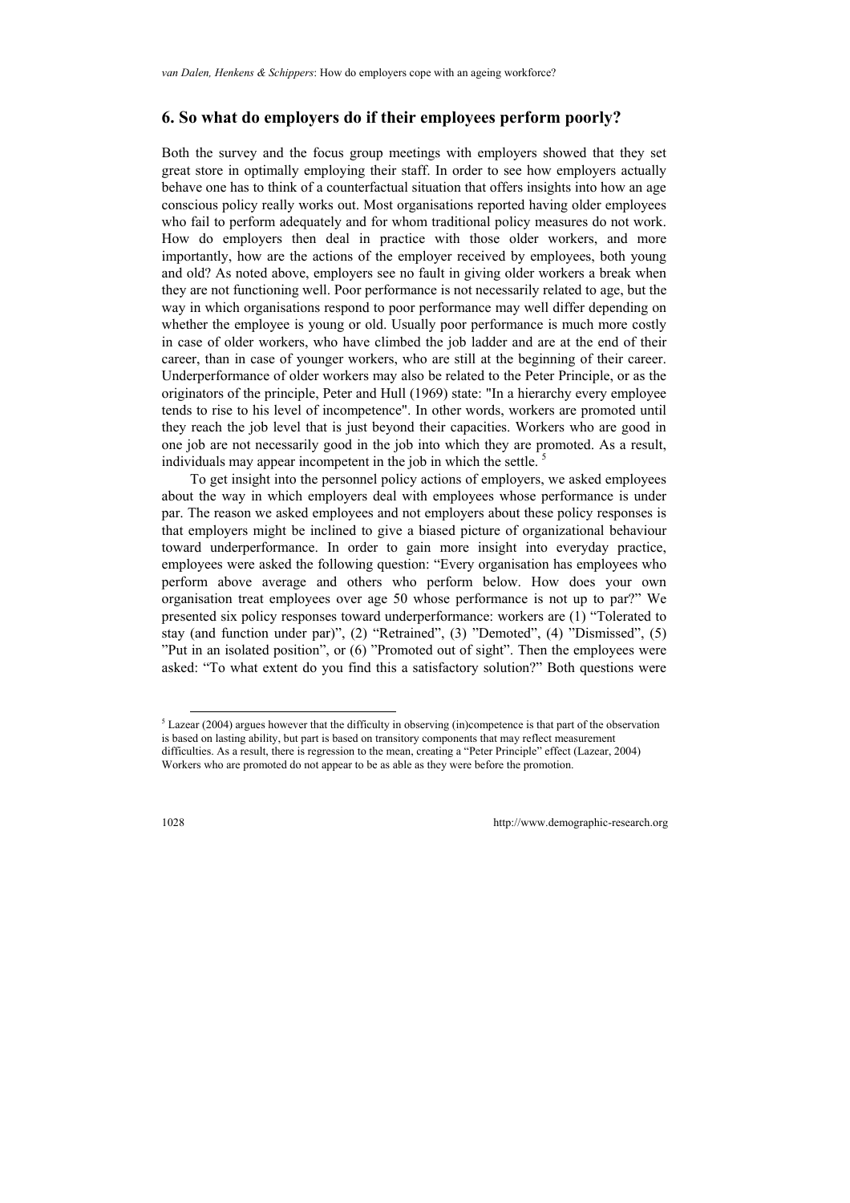## 6. So what do employers do if their employees perform poorly?

Both the survey and the focus group meetings with employers showed that they set great store in optimally employing their staff. In order to see how employers actually behave one has to think of a counterfactual situation that offers insights into how an age conscious policy really works out. Most organisations reported having older employees who fail to perform adequately and for whom traditional policy measures do not work. How do employers then deal in practice with those older workers, and more importantly, how are the actions of the employer received by employees, both young and old? As noted above, employers see no fault in giving older workers a break when they are not functioning well. Poor performance is not necessarily related to age, but the way in which organisations respond to poor performance may well differ depending on whether the employee is young or old. Usually poor performance is much more costly in case of older workers, who have climbed the job ladder and are at the end of their career, than in case of younger workers, who are still at the beginning of their career. Underperformance of older workers may also be related to the Peter Principle, or as the originators of the principle, Peter and Hull (1969) state: "In a hierarchy every employee tends to rise to his level of incompetence". In other words, workers are promoted until they reach the job level that is just beyond their capacities. Workers who are good in one job are not necessarily good in the job into which they are promoted. As a result, individuals may appear incompetent in the job in which the settle. [5]

To get insight into the personnel policy actions of employers, we asked employees about the way in which employers deal with employees whose performance is under par. The reason we asked employees and not employers about these policy responses is that employers might be inclined to give a biased picture of organizational behaviour toward underperformance. In order to gain more insight into everyday practice, employees were asked the following question: "Every organisation has employees who perform above average and others who perform below. How does your own organisation treat employees over age 50 whose performance is not up to par?" We presented six policy responses toward underperformance: workers are (1) "Tolerated to stay (and function under par)", (2) "Retrained", (3) "Demoted", (4) "Dismissed", (5) "Put in an isolated position", or (6) "Promoted out of sight". Then the employees were asked: "To what extent do you find this a satisfactory solution?" Both questions were

[5] Lazear (2004) argues however that the difficulty in observing (in)competence is that part of the observation is based on lasting ability, but part is based on transitory components that may reflect measurement difficulties. As a result, there is regression to the mean, creating a "Peter Principle" effect (Lazear, 2004) Workers who are promoted do not appear to be as able as they were before the promotion.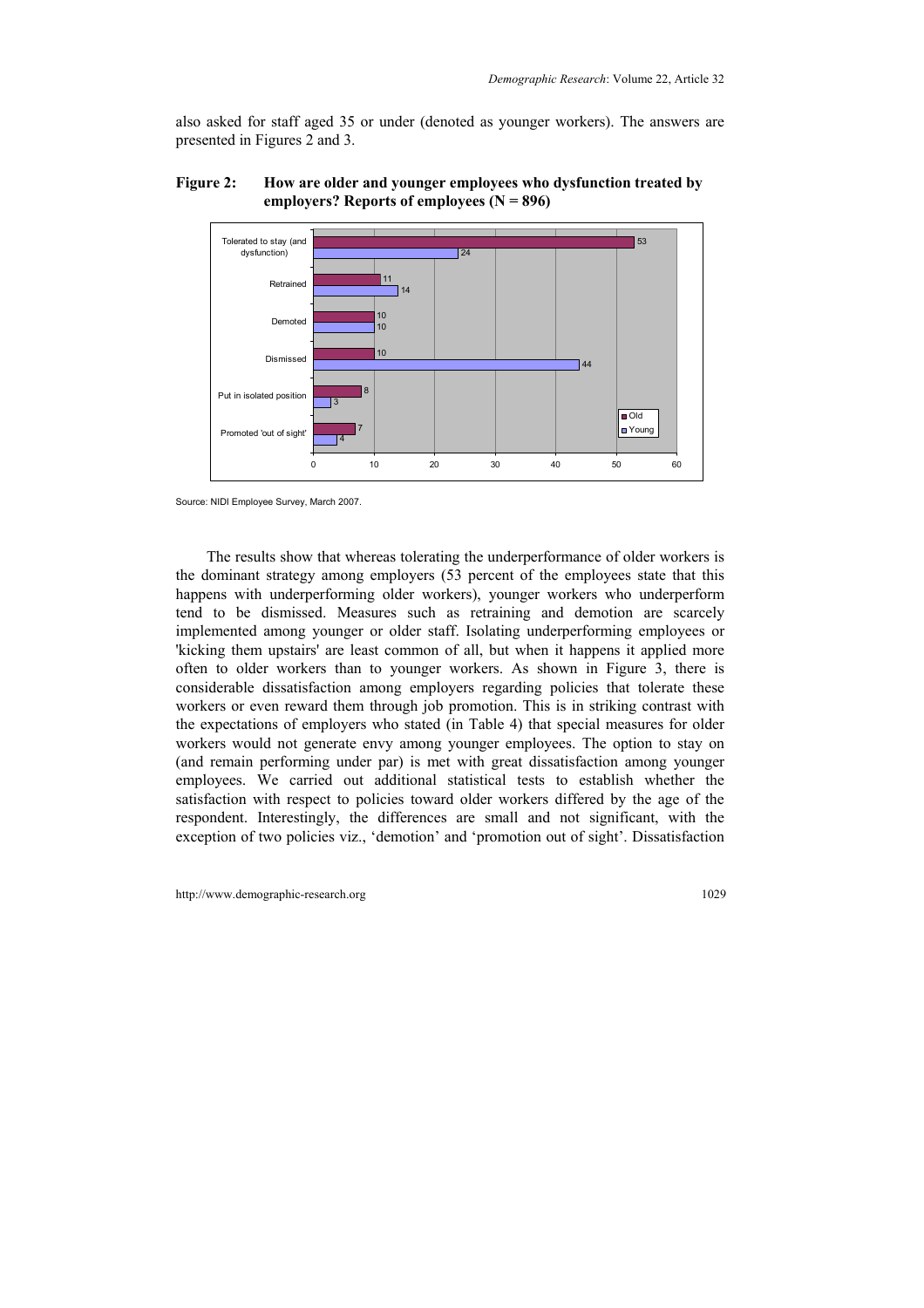also asked for staff aged 35 or under (denoted as younger workers). The answers are presented in Figures 2 and 3.

**Figure 2: How are older and younger employees who dysfunction treated by employers? Reports of employees (N = 896)**

| | Old | Young |
|---|---|---|
| Tolerated to stay (and dysfunction) | 53 | 24 |
| Retrained | 11 | 14 |
| Demoted | 10 | 10 |
| Dismissed | 10 | 44 |
| Put in isolated position | 8 | 3 |
| Promoted 'out of sight' | 7 | 4 |

Source: NIDI Employee Survey, March 2007.

The results show that whereas tolerating the underperformance of older workers is the dominant strategy among employers (53 percent of the employees state that this happens with underperforming older workers), younger workers who underperform tend to be dismissed. Measures such as retraining and demotion are scarcely implemented among younger or older staff. Isolating underperforming employees or 'kicking them upstairs' are least common of all, but when it happens it applied more often to older workers than to younger workers. As shown in Figure 3, there is considerable dissatisfaction among employers regarding policies that tolerate these workers or even reward them through job promotion. This is in striking contrast with the expectations of employers who stated (in Table 4) that special measures for older workers would not generate envy among younger employees. The option to stay on (and remain performing under par) is met with great dissatisfaction among younger employees. We carried out additional statistical tests to establish whether the satisfaction with respect to policies toward older workers differed by the age of the respondent. Interestingly, the differences are small and not significant, with the exception of two policies viz., 'demotion' and 'promotion out of sight'. Dissatisfaction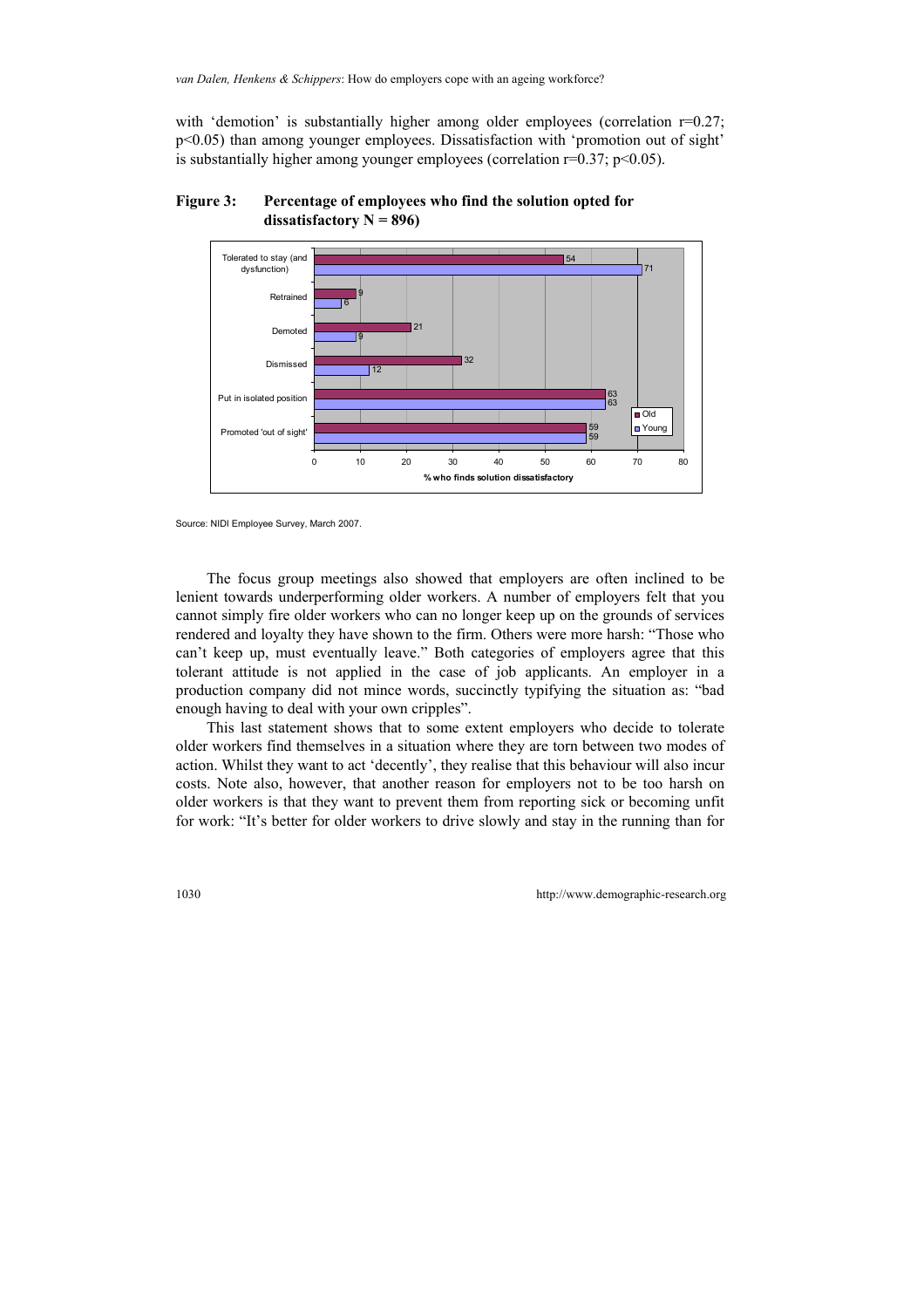with 'demotion' is substantially higher among older employees (correlation $r=0.27$; $p<0.05$) than among younger employees. Dissatisfaction with 'promotion out of sight' is substantially higher among younger employees (correlation $r=0.37$; $p<0.05$).

**Figure 3: Percentage of employees who find the solution opted for dissatisfactory N = 896)**

| Solution | Old | Young |
|---|---|---|
| Tolerated to stay (and dysfunction) | 54 | 71 |
| Retrained | 9 | 6 |
| Demoted | 21 | 9 |
| Dismissed | 32 | 12 |
| Put in isolated position | 63 | 63 |
| Promoted 'out of sight' | 59 | 59 |

% who finds solution dissatisfactory

Source: NIDI Employee Survey, March 2007.

The focus group meetings also showed that employers are often inclined to be lenient towards underperforming older workers. A number of employers felt that you cannot simply fire older workers who can no longer keep up on the grounds of services rendered and loyalty they have shown to the firm. Others were more harsh: "Those who can't keep up, must eventually leave." Both categories of employers agree that this tolerant attitude is not applied in the case of job applicants. An employer in a production company did not mince words, succinctly typifying the situation as: "bad enough having to deal with your own cripples".

This last statement shows that to some extent employers who decide to tolerate older workers find themselves in a situation where they are torn between two modes of action. Whilst they want to act 'decently', they realise that this behaviour will also incur costs. Note also, however, that another reason for employers not to be too harsh on older workers is that they want to prevent them from reporting sick or becoming unfit for work: "It's better for older workers to drive slowly and stay in the running than for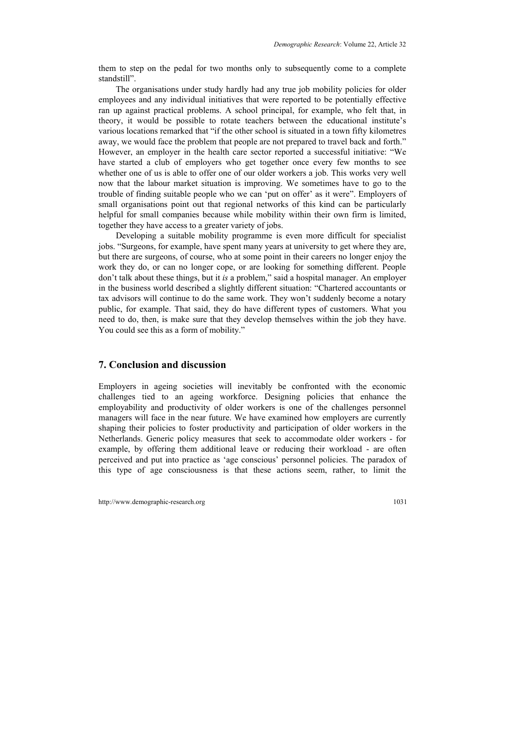them to step on the pedal for two months only to subsequently come to a complete standstill".

The organisations under study hardly had any true job mobility policies for older employees and any individual initiatives that were reported to be potentially effective ran up against practical problems. A school principal, for example, who felt that, in theory, it would be possible to rotate teachers between the educational institute's various locations remarked that "if the other school is situated in a town fifty kilometres away, we would face the problem that people are not prepared to travel back and forth." However, an employer in the health care sector reported a successful initiative: "We have started a club of employers who get together once every few months to see whether one of us is able to offer one of our older workers a job. This works very well now that the labour market situation is improving. We sometimes have to go to the trouble of finding suitable people who we can 'put on offer' as it were". Employers of small organisations point out that regional networks of this kind can be particularly helpful for small companies because while mobility within their own firm is limited, together they have access to a greater variety of jobs.

Developing a suitable mobility programme is even more difficult for specialist jobs. "Surgeons, for example, have spent many years at university to get where they are, but there are surgeons, of course, who at some point in their careers no longer enjoy the work they do, or can no longer cope, or are looking for something different. People don't talk about these things, but it *is* a problem," said a hospital manager. An employer in the business world described a slightly different situation: "Chartered accountants or tax advisors will continue to do the same work. They won't suddenly become a notary public, for example. That said, they do have different types of customers. What you need to do, then, is make sure that they develop themselves within the job they have. You could see this as a form of mobility."

## 7. Conclusion and discussion

Employers in ageing societies will inevitably be confronted with the economic challenges tied to an ageing workforce. Designing policies that enhance the employability and productivity of older workers is one of the challenges personnel managers will face in the near future. We have examined how employers are currently shaping their policies to foster productivity and participation of older workers in the Netherlands. Generic policy measures that seek to accommodate older workers - for example, by offering them additional leave or reducing their workload - are often perceived and put into practice as 'age conscious' personnel policies. The paradox of this type of age consciousness is that these actions seem, rather, to limit the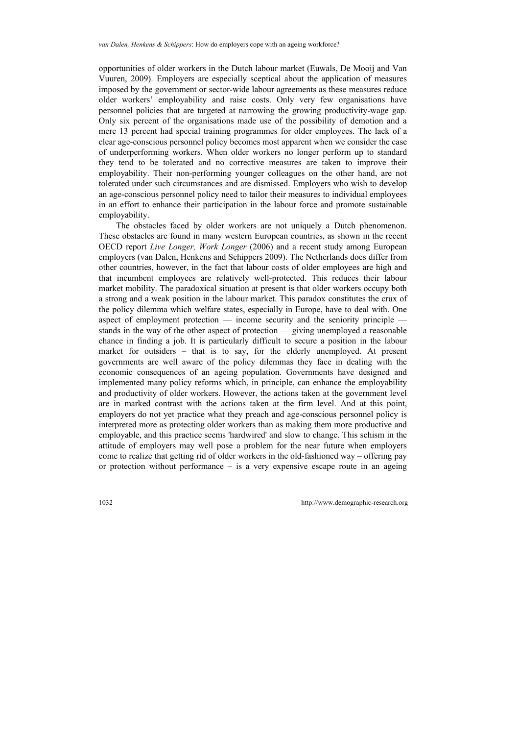opportunities of older workers in the Dutch labour market (Euwals, De Mooij and Van Vuuren, 2009). Employers are especially sceptical about the application of measures imposed by the government or sector-wide labour agreements as these measures reduce older workers' employability and raise costs. Only very few organisations have personnel policies that are targeted at narrowing the growing productivity-wage gap. Only six percent of the organisations made use of the possibility of demotion and a mere 13 percent had special training programmes for older employees. The lack of a clear age-conscious personnel policy becomes most apparent when we consider the case of underperforming workers. When older workers no longer perform up to standard they tend to be tolerated and no corrective measures are taken to improve their employability. Their non-performing younger colleagues on the other hand, are not tolerated under such circumstances and are dismissed. Employers who wish to develop an age-conscious personnel policy need to tailor their measures to individual employees in an effort to enhance their participation in the labour force and promote sustainable employability.

The obstacles faced by older workers are not uniquely a Dutch phenomenon. These obstacles are found in many western European countries, as shown in the recent OECD report *Live Longer, Work Longer* (2006) and a recent study among European employers (van Dalen, Henkens and Schippers 2009). The Netherlands does differ from other countries, however, in the fact that labour costs of older employees are high and that incumbent employees are relatively well-protected. This reduces their labour market mobility. The paradoxical situation at present is that older workers occupy both a strong and a weak position in the labour market. This paradox constitutes the crux of the policy dilemma which welfare states, especially in Europe, have to deal with. One aspect of employment protection — income security and the seniority principle — stands in the way of the other aspect of protection — giving unemployed a reasonable chance in finding a job. It is particularly difficult to secure a position in the labour market for outsiders – that is to say, for the elderly unemployed. At present governments are well aware of the policy dilemmas they face in dealing with the economic consequences of an ageing population. Governments have designed and implemented many policy reforms which, in principle, can enhance the employability and productivity of older workers. However, the actions taken at the government level are in marked contrast with the actions taken at the firm level. And at this point, employers do not yet practice what they preach and age-conscious personnel policy is interpreted more as protecting older workers than as making them more productive and employable, and this practice seems 'hardwired' and slow to change. This schism in the attitude of employers may well pose a problem for the near future when employers come to realize that getting rid of older workers in the old-fashioned way – offering pay or protection without performance – is a very expensive escape route in an ageing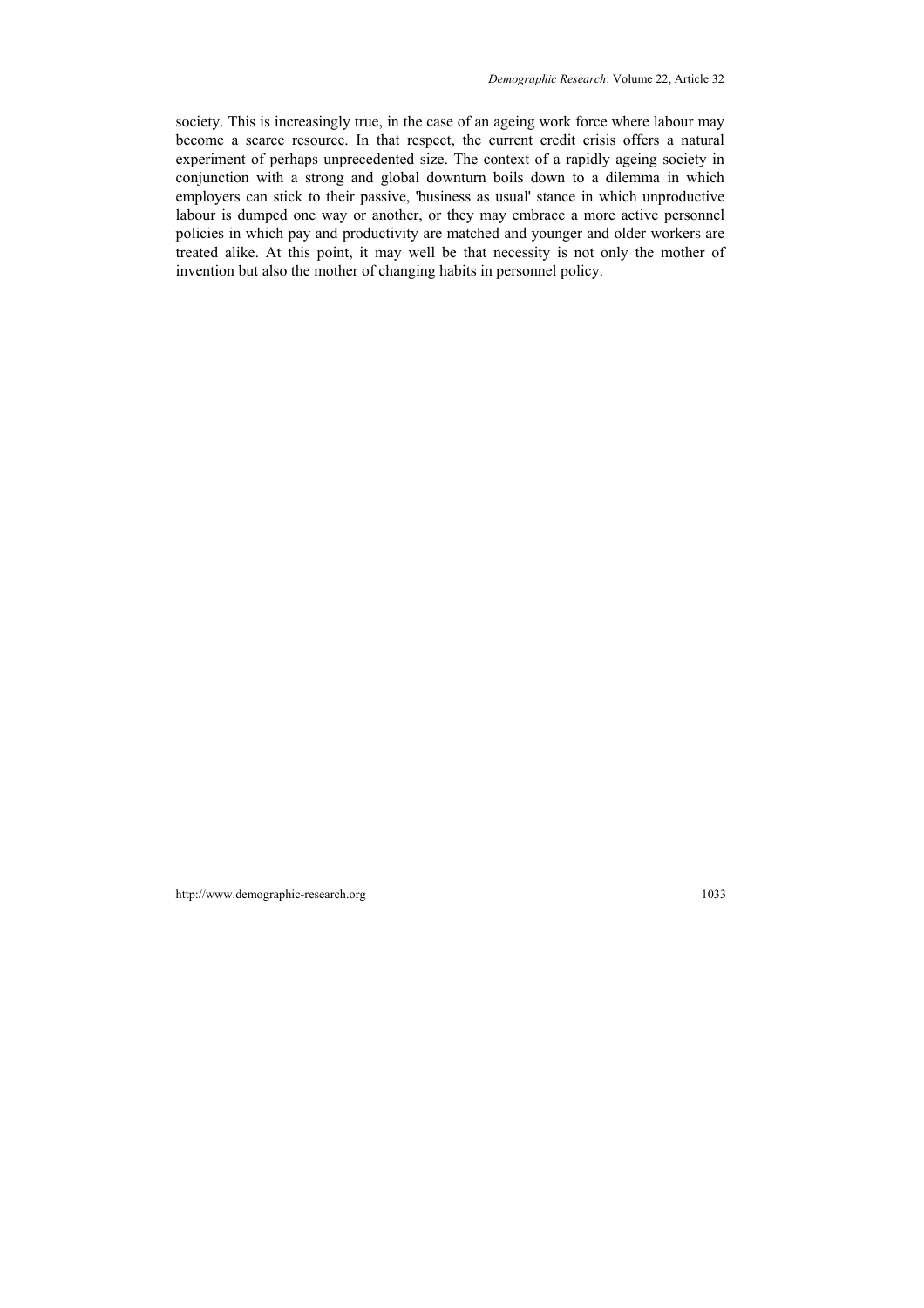society. This is increasingly true, in the case of an ageing work force where labour may become a scarce resource. In that respect, the current credit crisis offers a natural experiment of perhaps unprecedented size. The context of a rapidly ageing society in conjunction with a strong and global downturn boils down to a dilemma in which employers can stick to their passive, 'business as usual' stance in which unproductive labour is dumped one way or another, or they may embrace a more active personnel policies in which pay and productivity are matched and younger and older workers are treated alike. At this point, it may well be that necessity is not only the mother of invention but also the mother of changing habits in personnel policy.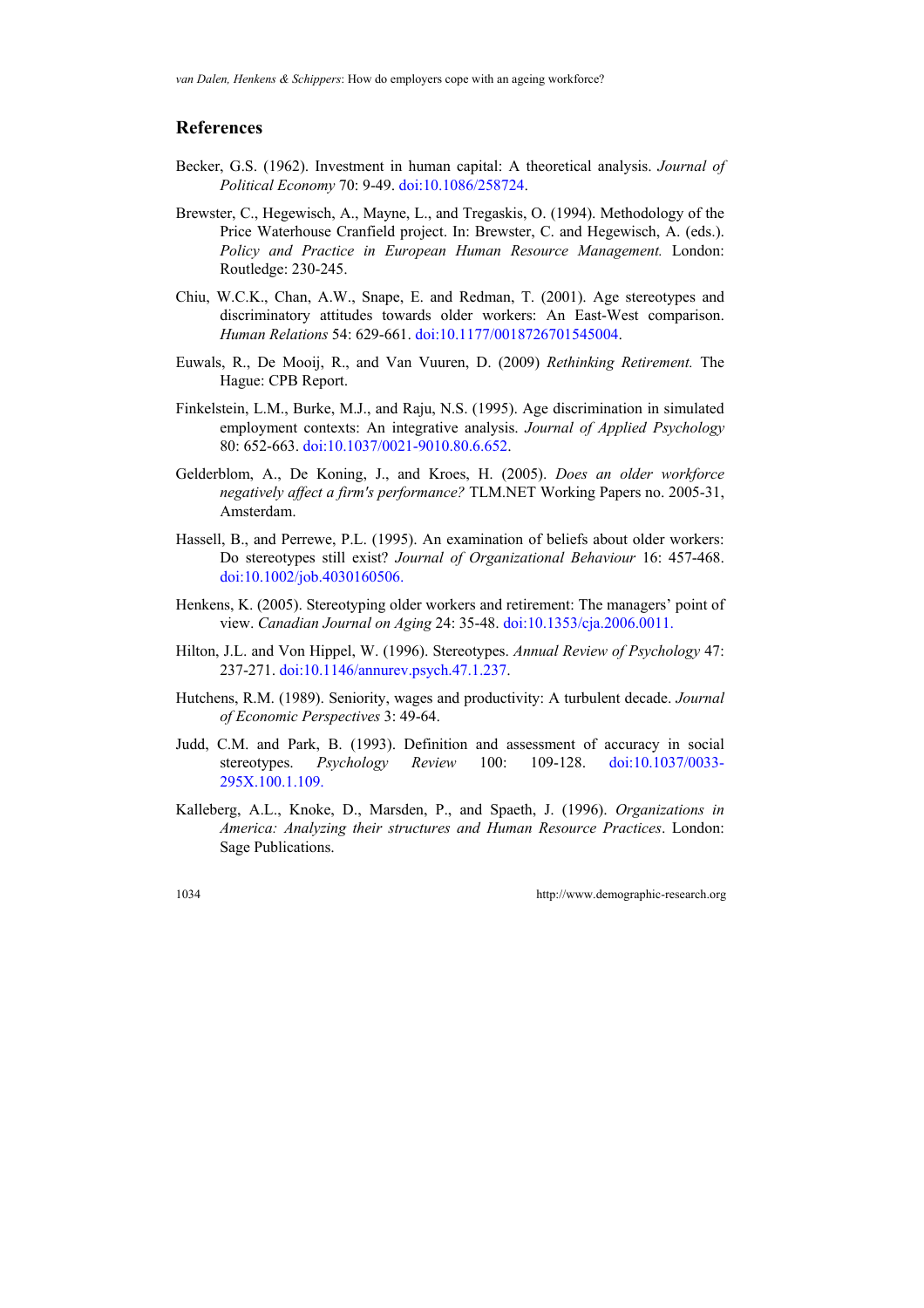## References

Becker, G.S. (1962). Investment in human capital: A theoretical analysis. *Journal of Political Economy* 70: 9-49. doi:10.1086/258724.

Brewster, C., Hegewisch, A., Mayne, L., and Tregaskis, O. (1994). Methodology of the Price Waterhouse Cranfield project. In: Brewster, C. and Hegewisch, A. (eds.). *Policy and Practice in European Human Resource Management.* London: Routledge: 230-245.

Chiu, W.C.K., Chan, A.W., Snape, E. and Redman, T. (2001). Age stereotypes and discriminatory attitudes towards older workers: An East-West comparison. *Human Relations* 54: 629-661. doi:10.1177/0018726701545004.

Euwals, R., De Mooij, R., and Van Vuuren, D. (2009) *Rethinking Retirement.* The Hague: CPB Report.

Finkelstein, L.M., Burke, M.J., and Raju, N.S. (1995). Age discrimination in simulated employment contexts: An integrative analysis. *Journal of Applied Psychology* 80: 652-663. doi:10.1037/0021-9010.80.6.652.

Gelderblom, A., De Koning, J., and Kroes, H. (2005). *Does an older workforce negatively affect a firm's performance?* TLM.NET Working Papers no. 2005-31, Amsterdam.

Hassell, B., and Perrewe, P.L. (1995). An examination of beliefs about older workers: Do stereotypes still exist? *Journal of Organizational Behaviour* 16: 457-468. doi:10.1002/job.4030160506.

Henkens, K. (2005). Stereotyping older workers and retirement: The managers' point of view. *Canadian Journal on Aging* 24: 35-48. doi:10.1353/cja.2006.0011.

Hilton, J.L. and Von Hippel, W. (1996). Stereotypes. *Annual Review of Psychology* 47: 237-271. doi:10.1146/annurev.psych.47.1.237.

Hutchens, R.M. (1989). Seniority, wages and productivity: A turbulent decade. *Journal of Economic Perspectives* 3: 49-64.

Judd, C.M. and Park, B. (1993). Definition and assessment of accuracy in social stereotypes. *Psychology Review* 100: 109-128. doi:10.1037/0033-295X.100.1.109.

Kalleberg, A.L., Knoke, D., Marsden, P., and Spaeth, J. (1996). *Organizations in America: Analyzing their structures and Human Resource Practices*. London: Sage Publications.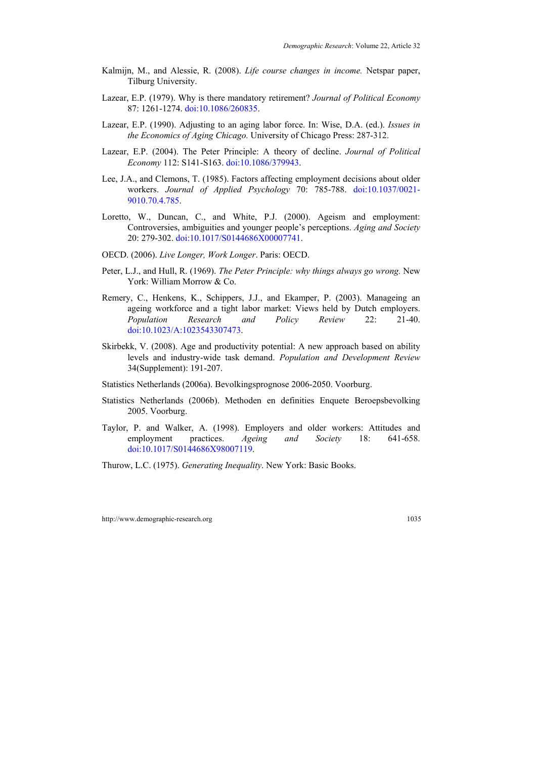Kalmijn, M., and Alessie, R. (2008). *Life course changes in income.* Netspar paper, Tilburg University.

Lazear, E.P. (1979). Why is there mandatory retirement? *Journal of Political Economy* 87: 1261-1274. doi:10.1086/260835.

Lazear, E.P. (1990). Adjusting to an aging labor force. In: Wise, D.A. (ed.). *Issues in the Economics of Aging Chicago.* University of Chicago Press: 287-312.

Lazear, E.P. (2004). The Peter Principle: A theory of decline. *Journal of Political Economy* 112: S141-S163. doi:10.1086/379943.

Lee, J.A., and Clemons, T. (1985). Factors affecting employment decisions about older workers. *Journal of Applied Psychology* 70: 785-788. doi:10.1037/0021-9010.70.4.785.

Loretto, W., Duncan, C., and White, P.J. (2000). Ageism and employment: Controversies, ambiguities and younger people's perceptions. *Aging and Society* 20: 279-302. doi:10.1017/S0144686X00007741.

OECD. (2006). *Live Longer, Work Longer*. Paris: OECD.

Peter, L.J., and Hull, R. (1969). *The Peter Principle: why things always go wrong.* New York: William Morrow & Co.

Remery, C., Henkens, K., Schippers, J.J., and Ekamper, P. (2003). Manageing an ageing workforce and a tight labor market: Views held by Dutch employers. *Population Research and Policy Review* 22: 21-40. doi:10.1023/A:1023543307473.

Skirbekk, V. (2008). Age and productivity potential: A new approach based on ability levels and industry-wide task demand. *Population and Development Review* 34(Supplement): 191-207.

Statistics Netherlands (2006a). Bevolkingsprognose 2006-2050. Voorburg.

Statistics Netherlands (2006b). Methoden en definities Enquete Beroepsbevolking 2005. Voorburg.

Taylor, P. and Walker, A. (1998). Employers and older workers: Attitudes and employment practices. *Ageing and Society* 18: 641-658. doi:10.1017/S0144686X98007119.

Thurow, L.C. (1975). *Generating Inequality*. New York: Basic Books.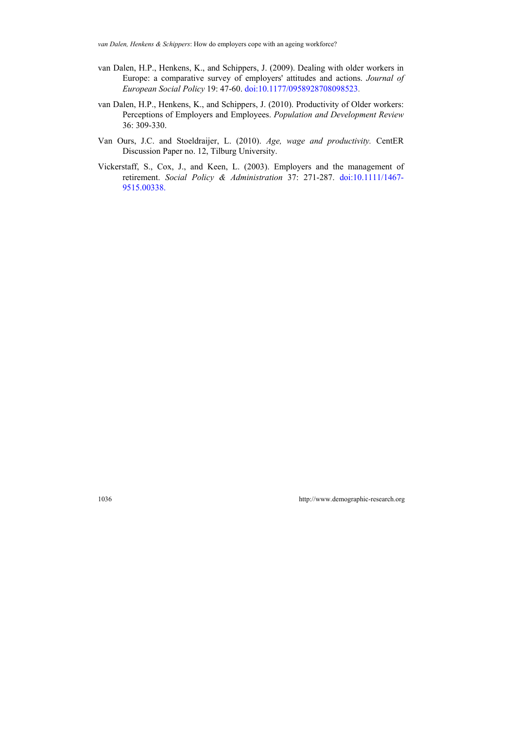van Dalen, H.P., Henkens, K., and Schippers, J. (2009). Dealing with older workers in Europe: a comparative survey of employers' attitudes and actions. *Journal of European Social Policy* 19: 47-60. doi:10.1177/0958928708098523.

van Dalen, H.P., Henkens, K., and Schippers, J. (2010). Productivity of Older workers: Perceptions of Employers and Employees. *Population and Development Review* 36: 309-330.

Van Ours, J.C. and Stoeldraijer, L. (2010). *Age, wage and productivity.* CentER Discussion Paper no. 12, Tilburg University.

Vickerstaff, S., Cox, J., and Keen, L. (2003). Employers and the management of retirement. *Social Policy & Administration* 37: 271-287. doi:10.1111/1467-9515.00338.